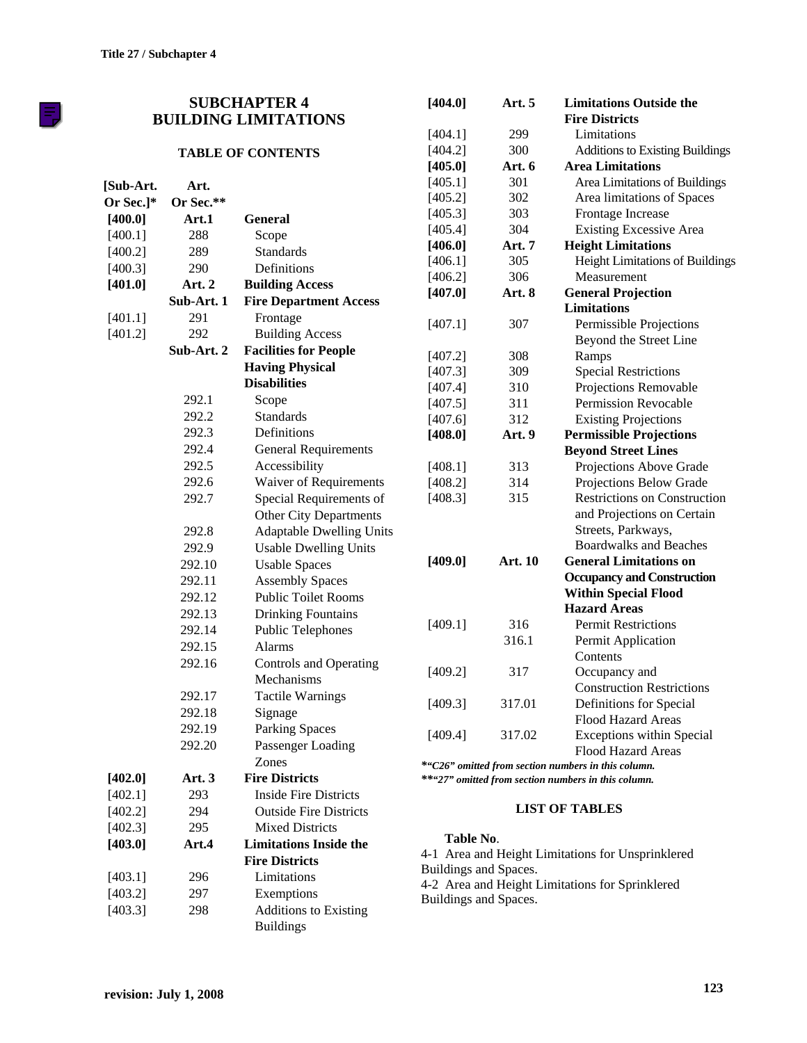# SUBCHAPTER 4
# BUILDING LIMITATIONS

## TABLE OF CONTENTS

| [Sub-Art. Or Sec.]* | Art. Or Sec.** | |
|---|---|---|
| **[400.0]** | **Art.1** | **General** |
| [400.1] | 288 | Scope |
| [400.2] | 289 | Standards |
| [400.3] | 290 | Definitions |
| **[401.0]** | **Art. 2** | **Building Access** |
| | **Sub-Art. 1** | **Fire Department Access** |
| [401.1] | 291 | Frontage |
| [401.2] | 292 | Building Access |
| | **Sub-Art. 2** | **Facilities for People Having Physical Disabilities** |
| | 292.1 | Scope |
| | 292.2 | Standards |
| | 292.3 | Definitions |
| | 292.4 | General Requirements |
| | 292.5 | Accessibility |
| | 292.6 | Waiver of Requirements |
| | 292.7 | Special Requirements of Other City Departments |
| | 292.8 | Adaptable Dwelling Units |
| | 292.9 | Usable Dwelling Units |
| | 292.10 | Usable Spaces |
| | 292.11 | Assembly Spaces |
| | 292.12 | Public Toilet Rooms |
| | 292.13 | Drinking Fountains |
| | 292.14 | Public Telephones |
| | 292.15 | Alarms |
| | 292.16 | Controls and Operating Mechanisms |
| | 292.17 | Tactile Warnings |
| | 292.18 | Signage |
| | 292.19 | Parking Spaces |
| | 292.20 | Passenger Loading Zones |
| **[402.0]** | **Art. 3** | **Fire Districts** |
| [402.1] | 293 | Inside Fire Districts |
| [402.2] | 294 | Outside Fire Districts |
| [402.3] | 295 | Mixed Districts |
| **[403.0]** | **Art.4** | **Limitations Inside the Fire Districts** |
| [403.1] | 296 | Limitations |
| [403.2] | 297 | Exemptions |
| [403.3] | 298 | Additions to Existing Buildings |
| **[404.0]** | **Art. 5** | **Limitations Outside the Fire Districts** |
| [404.1] | 299 | Limitations |
| [404.2] | 300 | Additions to Existing Buildings |
| **[405.0]** | **Art. 6** | **Area Limitations** |
| [405.1] | 301 | Area Limitations of Buildings |
| [405.2] | 302 | Area limitations of Spaces |
| [405.3] | 303 | Frontage Increase |
| [405.4] | 304 | Existing Excessive Area |
| **[406.0]** | **Art. 7** | **Height Limitations** |
| [406.1] | 305 | Height Limitations of Buildings |
| [406.2] | 306 | Measurement |
| **[407.0]** | **Art. 8** | **General Projection Limitations** |
| [407.1] | 307 | Permissible Projections Beyond the Street Line |
| [407.2] | 308 | Ramps |
| [407.3] | 309 | Special Restrictions |
| [407.4] | 310 | Projections Removable |
| [407.5] | 311 | Permission Revocable |
| [407.6] | 312 | Existing Projections |
| **[408.0]** | **Art. 9** | **Permissible Projections Beyond Street Lines** |
| [408.1] | 313 | Projections Above Grade |
| [408.2] | 314 | Projections Below Grade |
| [408.3] | 315 | Restrictions on Construction and Projections on Certain Streets, Parkways, Boardwalks and Beaches |
| **[409.0]** | **Art. 10** | **General Limitations on Occupancy and Construction Within Special Flood Hazard Areas** |
| [409.1] | 316 | Permit Restrictions |
| | 316.1 | Permit Application Contents |
| [409.2] | 317 | Occupancy and Construction Restrictions |
| [409.3] | 317.01 | Definitions for Special Flood Hazard Areas |
| [409.4] | 317.02 | Exceptions within Special Flood Hazard Areas |

*\*"C26" omitted from section numbers in this column.*
*\*\*"27" omitted from section numbers in this column.*

## LIST OF TABLES

**Table No.**

4-1 Area and Height Limitations for Unsprinklered Buildings and Spaces.

4-2 Area and Height Limitations for Sprinklered Buildings and Spaces.

revision: July 1, 2008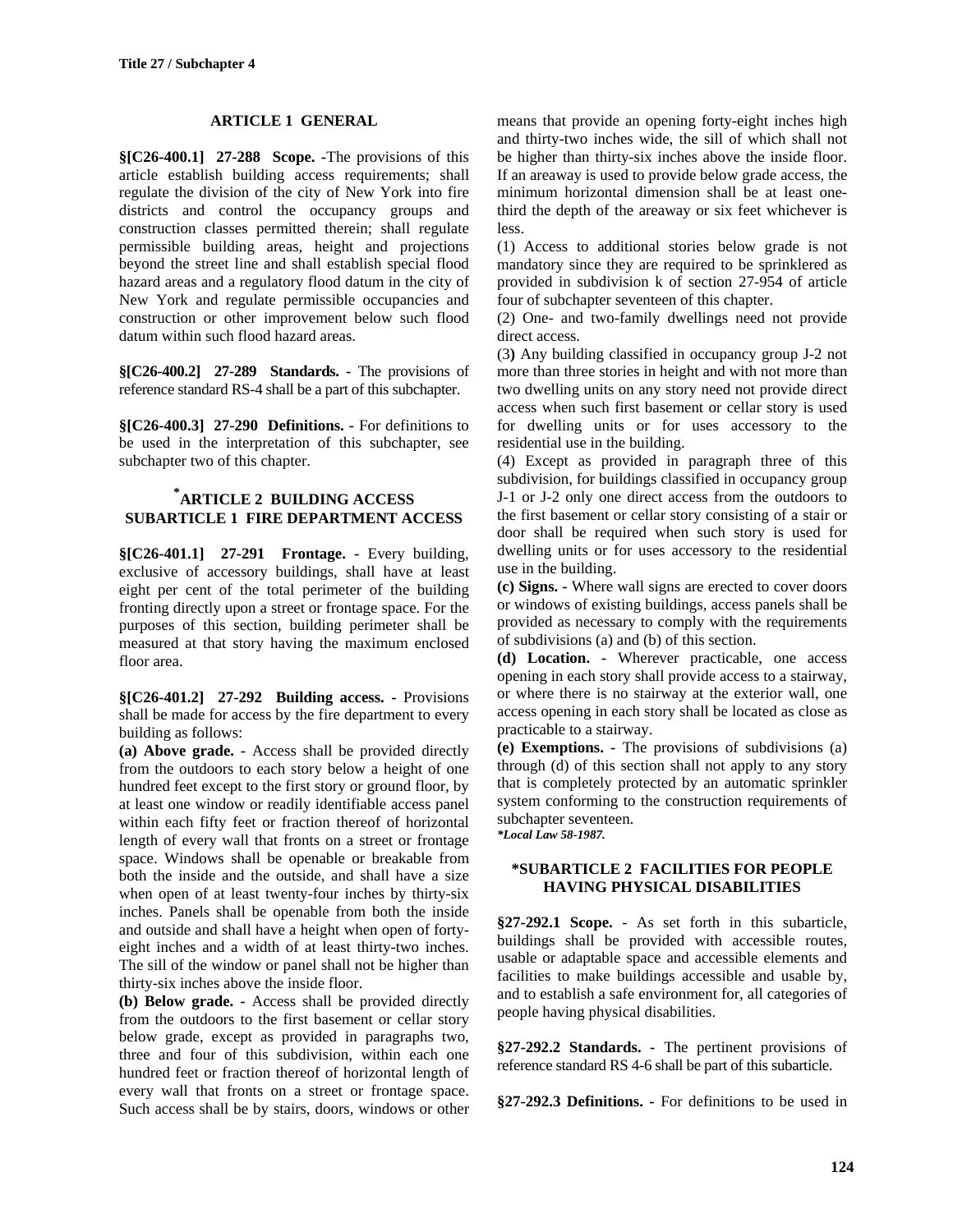## ARTICLE 1 GENERAL

**§[C26-400.1] 27-288 Scope.** -The provisions of this article establish building access requirements; shall regulate the division of the city of New York into fire districts and control the occupancy groups and construction classes permitted therein; shall regulate permissible building areas, height and projections beyond the street line and shall establish special flood hazard areas and a regulatory flood datum in the city of New York and regulate permissible occupancies and construction or other improvement below such flood datum within such flood hazard areas.

**§[C26-400.2] 27-289 Standards. -** The provisions of reference standard RS-4 shall be a part of this subchapter.

**§[C26-400.3] 27-290 Definitions. -** For definitions to be used in the interpretation of this subchapter, see subchapter two of this chapter.

## *ARTICLE 2 BUILDING ACCESS
## SUBARTICLE 1 FIRE DEPARTMENT ACCESS

**§[C26-401.1] 27-291 Frontage. -** Every building, exclusive of accessory buildings, shall have at least eight per cent of the total perimeter of the building fronting directly upon a street or frontage space. For the purposes of this section, building perimeter shall be measured at that story having the maximum enclosed floor area.

**§[C26-401.2] 27-292 Building access.** - Provisions shall be made for access by the fire department to every building as follows:

**(a) Above grade. -** Access shall be provided directly from the outdoors to each story below a height of one hundred feet except to the first story or ground floor, by at least one window or readily identifiable access panel within each fifty feet or fraction thereof of horizontal length of every wall that fronts on a street or frontage space. Windows shall be openable or breakable from both the inside and the outside, and shall have a size when open of at least twenty-four inches by thirty-six inches. Panels shall be openable from both the inside and outside and shall have a height when open of forty-eight inches and a width of at least thirty-two inches. The sill of the window or panel shall not be higher than thirty-six inches above the inside floor.

**(b) Below grade. -** Access shall be provided directly from the outdoors to the first basement or cellar story below grade, except as provided in paragraphs two, three and four of this subdivision, within each one hundred feet or fraction thereof of horizontal length of every wall that fronts on a street or frontage space. Such access shall be by stairs, doors, windows or other means that provide an opening forty-eight inches high and thirty-two inches wide, the sill of which shall not be higher than thirty-six inches above the inside floor. If an areaway is used to provide below grade access, the minimum horizontal dimension shall be at least one-third the depth of the areaway or six feet whichever is less.

(1) Access to additional stories below grade is not mandatory since they are required to be sprinklered as provided in subdivision k of section 27-954 of article four of subchapter seventeen of this chapter.

(2) One- and two-family dwellings need not provide direct access.

(3**)** Any building classified in occupancy group J-2 not more than three stories in height and with not more than two dwelling units on any story need not provide direct access when such first basement or cellar story is used for dwelling units or for uses accessory to the residential use in the building.

(4) Except as provided in paragraph three of this subdivision, for buildings classified in occupancy group J-1 or J-2 only one direct access from the outdoors to the first basement or cellar story consisting of a stair or door shall be required when such story is used for dwelling units or for uses accessory to the residential use in the building.

**(c) Signs. -** Where wall signs are erected to cover doors or windows of existing buildings, access panels shall be provided as necessary to comply with the requirements of subdivisions (a) and (b) of this section.

**(d) Location. -** Wherever practicable, one access opening in each story shall provide access to a stairway, or where there is no stairway at the exterior wall, one access opening in each story shall be located as close as practicable to a stairway.

**(e) Exemptions. -** The provisions of subdivisions (a) through (d) of this section shall not apply to any story that is completely protected by an automatic sprinkler system conforming to the construction requirements of subchapter seventeen.

***Local Law 58-1987.***

## *SUBARTICLE 2 FACILITIES FOR PEOPLE HAVING PHYSICAL DISABILITIES

**§27-292.1 Scope.** - As set forth in this subarticle, buildings shall be provided with accessible routes, usable or adaptable space and accessible elements and facilities to make buildings accessible and usable by, and to establish a safe environment for, all categories of people having physical disabilities.

**§27-292.2 Standards.** - The pertinent provisions of reference standard RS 4-6 shall be part of this subarticle.

**§27-292.3 Definitions. -** For definitions to be used in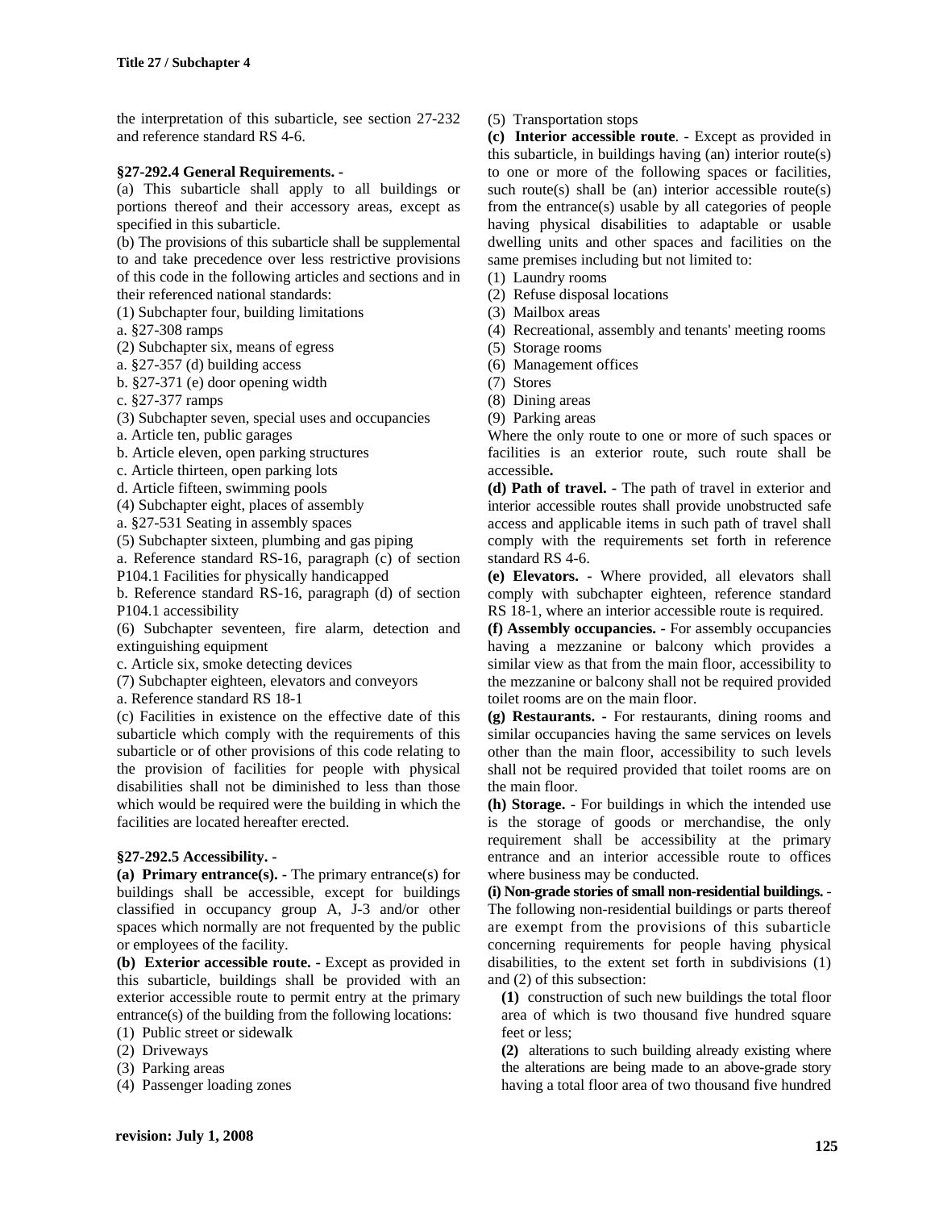the interpretation of this subarticle, see section 27-232 and reference standard RS 4-6.

### §27-292.4 General Requirements. -

(a) This subarticle shall apply to all buildings or portions thereof and their accessory areas, except as specified in this subarticle.

(b) The provisions of this subarticle shall be supplemental to and take precedence over less restrictive provisions of this code in the following articles and sections and in their referenced national standards:

(1) Subchapter four, building limitations

a. §27-308 ramps

(2) Subchapter six, means of egress

a. §27-357 (d) building access

b. §27-371 (e) door opening width

c. §27-377 ramps

(3) Subchapter seven, special uses and occupancies

a. Article ten, public garages

b. Article eleven, open parking structures

c. Article thirteen, open parking lots

d. Article fifteen, swimming pools

(4) Subchapter eight, places of assembly

a. §27-531 Seating in assembly spaces

(5) Subchapter sixteen, plumbing and gas piping

a. Reference standard RS-16, paragraph (c) of section P104.1 Facilities for physically handicapped

b. Reference standard RS-16, paragraph (d) of section P104.1 accessibility

(6) Subchapter seventeen, fire alarm, detection and extinguishing equipment

c. Article six, smoke detecting devices

(7) Subchapter eighteen, elevators and conveyors

a. Reference standard RS 18-1

(c) Facilities in existence on the effective date of this subarticle which comply with the requirements of this subarticle or of other provisions of this code relating to the provision of facilities for people with physical disabilities shall not be diminished to less than those which would be required were the building in which the facilities are located hereafter erected.

### §27-292.5 Accessibility. -

**(a) Primary entrance(s).** - The primary entrance(s) for buildings shall be accessible, except for buildings classified in occupancy group A, J-3 and/or other spaces which normally are not frequented by the public or employees of the facility.

**(b) Exterior accessible route.** - Except as provided in this subarticle, buildings shall be provided with an exterior accessible route to permit entry at the primary entrance(s) of the building from the following locations:

(1) Public street or sidewalk

(2) Driveways

(3) Parking areas

(4) Passenger loading zones

(5) Transportation stops

**(c) Interior accessible route**. - Except as provided in this subarticle, in buildings having (an) interior route(s) to one or more of the following spaces or facilities, such route(s) shall be (an) interior accessible route(s) from the entrance(s) usable by all categories of people having physical disabilities to adaptable or usable dwelling units and other spaces and facilities on the same premises including but not limited to:

(1) Laundry rooms

(2) Refuse disposal locations

(3) Mailbox areas

(4) Recreational, assembly and tenants' meeting rooms

(5) Storage rooms

(6) Management offices

(7) Stores

(8) Dining areas

(9) Parking areas

Where the only route to one or more of such spaces or facilities is an exterior route, such route shall be accessible**.**

**(d) Path of travel.** - The path of travel in exterior and interior accessible routes shall provide unobstructed safe access and applicable items in such path of travel shall comply with the requirements set forth in reference standard RS 4-6.

**(e) Elevators.** - Where provided, all elevators shall comply with subchapter eighteen, reference standard RS 18-1, where an interior accessible route is required.

**(f) Assembly occupancies.** - For assembly occupancies having a mezzanine or balcony which provides a similar view as that from the main floor, accessibility to the mezzanine or balcony shall not be required provided toilet rooms are on the main floor.

**(g) Restaurants.** - For restaurants, dining rooms and similar occupancies having the same services on levels other than the main floor, accessibility to such levels shall not be required provided that toilet rooms are on the main floor.

**(h) Storage.** - For buildings in which the intended use is the storage of goods or merchandise, the only requirement shall be accessibility at the primary entrance and an interior accessible route to offices where business may be conducted.

**(i) Non-grade stories of small non-residential buildings.** - The following non-residential buildings or parts thereof are exempt from the provisions of this subarticle concerning requirements for people having physical disabilities, to the extent set forth in subdivisions (1) and (2) of this subsection:

**(1)** construction of such new buildings the total floor area of which is two thousand five hundred square feet or less;

**(2)** alterations to such building already existing where the alterations are being made to an above-grade story having a total floor area of two thousand five hundred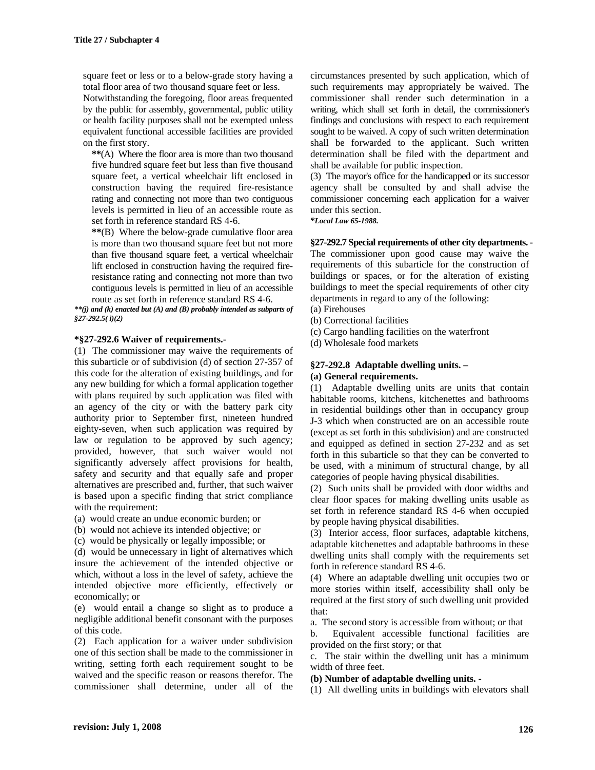square feet or less or to a below-grade story having a total floor area of two thousand square feet or less.

Notwithstanding the foregoing, floor areas frequented by the public for assembly, governmental, public utility or health facility purposes shall not be exempted unless equivalent functional accessible facilities are provided on the first story.

**(A) Where the floor area is more than two thousand five hundred square feet but less than five thousand square feet, a vertical wheelchair lift enclosed in construction having the required fire-resistance rating and connecting not more than two contiguous levels is permitted in lieu of an accessible route as set forth in reference standard RS 4-6.

**(B) Where the below-grade cumulative floor area is more than two thousand square feet but not more than five thousand square feet, a vertical wheelchair lift enclosed in construction having the required fire-resistance rating and connecting not more than two contiguous levels is permitted in lieu of an accessible route as set forth in reference standard RS 4-6.

***\*\*(j) and (k) enacted but (A) and (B) probably intended as subparts of §27-292.5( i)(2)***

**\*§27-292.6 Waiver of requirements.-**

(1) The commissioner may waive the requirements of this subarticle or of subdivision (d) of section 27-357 of this code for the alteration of existing buildings, and for any new building for which a formal application together with plans required by such application was filed with an agency of the city or with the battery park city authority prior to September first, nineteen hundred eighty-seven, when such application was required by law or regulation to be approved by such agency; provided, however, that such waiver would not significantly adversely affect provisions for health, safety and security and that equally safe and proper alternatives are prescribed and, further, that such waiver is based upon a specific finding that strict compliance with the requirement:

(a) would create an undue economic burden; or

(b) would not achieve its intended objective; or

(c) would be physically or legally impossible; or

(d) would be unnecessary in light of alternatives which insure the achievement of the intended objective or which, without a loss in the level of safety, achieve the intended objective more efficiently, effectively or economically; or

(e) would entail a change so slight as to produce a negligible additional benefit consonant with the purposes of this code.

(2) Each application for a waiver under subdivision one of this section shall be made to the commissioner in writing, setting forth each requirement sought to be waived and the specific reason or reasons therefor. The commissioner shall determine, under all of the circumstances presented by such application, which of such requirements may appropriately be waived. The commissioner shall render such determination in a writing, which shall set forth in detail, the commissioner's findings and conclusions with respect to each requirement sought to be waived. A copy of such written determination shall be forwarded to the applicant. Such written determination shall be filed with the department and shall be available for public inspection.

(3) The mayor's office for the handicapped or its successor agency shall be consulted by and shall advise the commissioner concerning each application for a waiver under this section.

***\*Local Law 65-1988.***

**§27-292.7 Special requirements of other city departments. -** The commissioner upon good cause may waive the requirements of this subarticle for the construction of buildings or spaces, or for the alteration of existing buildings to meet the special requirements of other city departments in regard to any of the following:

(a) Firehouses

(b) Correctional facilities

(c) Cargo handling facilities on the waterfront

(d) Wholesale food markets

**§27-292.8 Adaptable dwelling units. –**

**(a) General requirements.**

(1) Adaptable dwelling units are units that contain habitable rooms, kitchens, kitchenettes and bathrooms in residential buildings other than in occupancy group J-3 which when constructed are on an accessible route (except as set forth in this subdivision) and are constructed and equipped as defined in section 27-232 and as set forth in this subarticle so that they can be converted to be used, with a minimum of structural change, by all categories of people having physical disabilities.

(2) Such units shall be provided with door widths and clear floor spaces for making dwelling units usable as set forth in reference standard RS 4-6 when occupied by people having physical disabilities.

(3) Interior access, floor surfaces, adaptable kitchens, adaptable kitchenettes and adaptable bathrooms in these dwelling units shall comply with the requirements set forth in reference standard RS 4-6.

(4) Where an adaptable dwelling unit occupies two or more stories within itself, accessibility shall only be required at the first story of such dwelling unit provided that:

a. The second story is accessible from without; or that

b. Equivalent accessible functional facilities are provided on the first story; or that

c. The stair within the dwelling unit has a minimum width of three feet.

**(b) Number of adaptable dwelling units. -**

(1) All dwelling units in buildings with elevators shall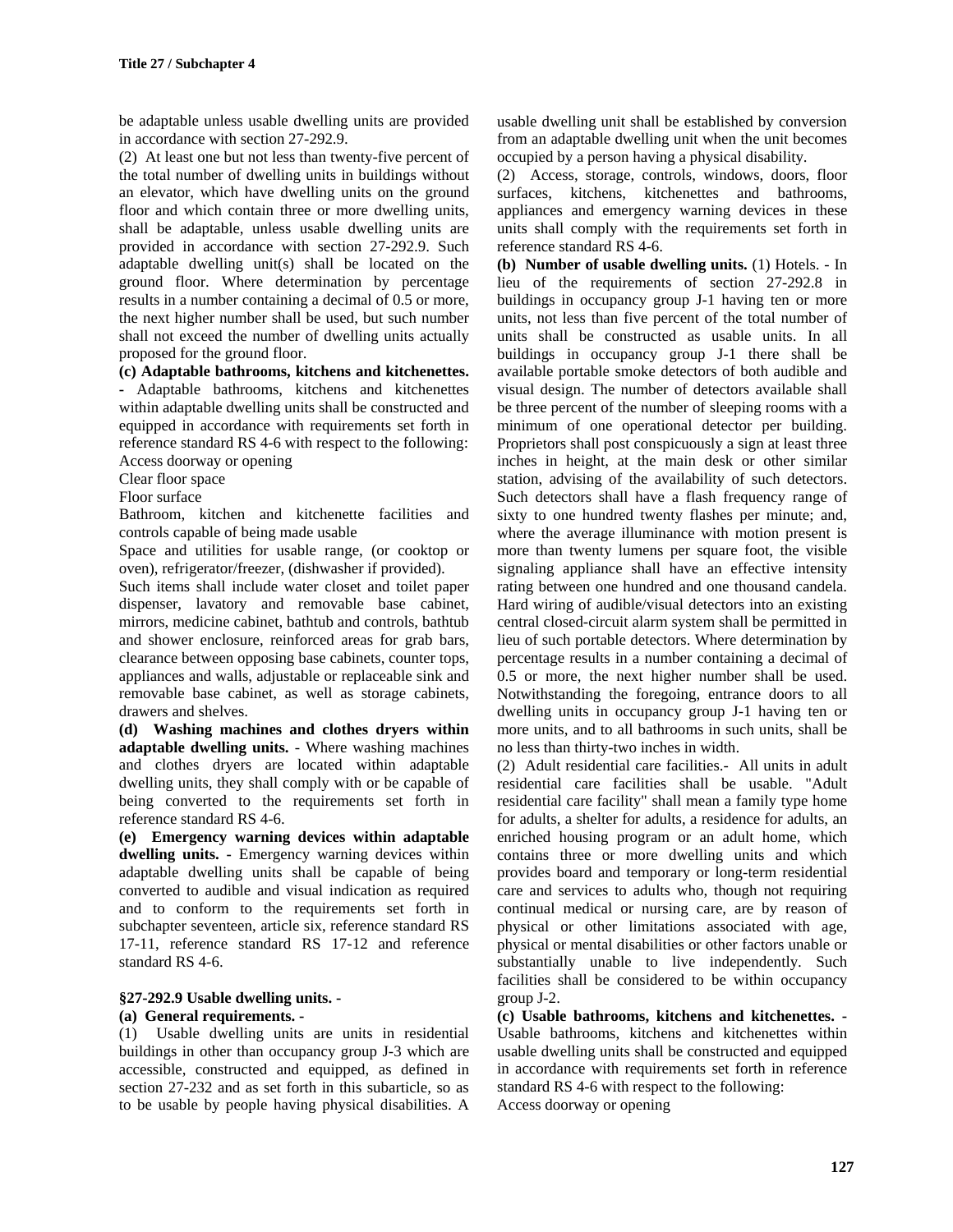be adaptable unless usable dwelling units are provided in accordance with section 27-292.9.

(2) At least one but not less than twenty-five percent of the total number of dwelling units in buildings without an elevator, which have dwelling units on the ground floor and which contain three or more dwelling units, shall be adaptable, unless usable dwelling units are provided in accordance with section 27-292.9. Such adaptable dwelling unit(s) shall be located on the ground floor. Where determination by percentage results in a number containing a decimal of 0.5 or more, the next higher number shall be used, but such number shall not exceed the number of dwelling units actually proposed for the ground floor.

**(c) Adaptable bathrooms, kitchens and kitchenettes. -** Adaptable bathrooms, kitchens and kitchenettes within adaptable dwelling units shall be constructed and equipped in accordance with requirements set forth in reference standard RS 4-6 with respect to the following:

Access doorway or opening

Clear floor space

Floor surface

Bathroom, kitchen and kitchenette facilities and controls capable of being made usable

Space and utilities for usable range, (or cooktop or oven), refrigerator/freezer, (dishwasher if provided).

Such items shall include water closet and toilet paper dispenser, lavatory and removable base cabinet, mirrors, medicine cabinet, bathtub and controls, bathtub and shower enclosure, reinforced areas for grab bars, clearance between opposing base cabinets, counter tops, appliances and walls, adjustable or replaceable sink and removable base cabinet, as well as storage cabinets, drawers and shelves.

**(d) Washing machines and clothes dryers within adaptable dwelling units.** - Where washing machines and clothes dryers are located within adaptable dwelling units, they shall comply with or be capable of being converted to the requirements set forth in reference standard RS 4-6.

**(e) Emergency warning devices within adaptable dwelling units. -** Emergency warning devices within adaptable dwelling units shall be capable of being converted to audible and visual indication as required and to conform to the requirements set forth in subchapter seventeen, article six, reference standard RS 17-11, reference standard RS 17-12 and reference standard RS 4-6.

### §27-292.9 Usable dwelling units. -

**(a) General requirements. -**

(1) Usable dwelling units are units in residential buildings in other than occupancy group J-3 which are accessible, constructed and equipped, as defined in section 27-232 and as set forth in this subarticle, so as to be usable by people having physical disabilities. A usable dwelling unit shall be established by conversion from an adaptable dwelling unit when the unit becomes occupied by a person having a physical disability.

(2) Access, storage, controls, windows, doors, floor surfaces, kitchens, kitchenettes and bathrooms, appliances and emergency warning devices in these units shall comply with the requirements set forth in reference standard RS 4-6.

**(b) Number of usable dwelling units.** (1) Hotels. - In lieu of the requirements of section 27-292.8 in buildings in occupancy group J-1 having ten or more units, not less than five percent of the total number of units shall be constructed as usable units. In all buildings in occupancy group J-1 there shall be available portable smoke detectors of both audible and visual design. The number of detectors available shall be three percent of the number of sleeping rooms with a minimum of one operational detector per building. Proprietors shall post conspicuously a sign at least three inches in height, at the main desk or other similar station, advising of the availability of such detectors. Such detectors shall have a flash frequency range of sixty to one hundred twenty flashes per minute; and, where the average illuminance with motion present is more than twenty lumens per square foot, the visible signaling appliance shall have an effective intensity rating between one hundred and one thousand candela. Hard wiring of audible/visual detectors into an existing central closed-circuit alarm system shall be permitted in lieu of such portable detectors. Where determination by percentage results in a number containing a decimal of 0.5 or more, the next higher number shall be used. Notwithstanding the foregoing, entrance doors to all dwelling units in occupancy group J-1 having ten or more units, and to all bathrooms in such units, shall be no less than thirty-two inches in width.

(2) Adult residential care facilities.- All units in adult residential care facilities shall be usable. "Adult residential care facility" shall mean a family type home for adults, a shelter for adults, a residence for adults, an enriched housing program or an adult home, which contains three or more dwelling units and which provides board and temporary or long-term residential care and services to adults who, though not requiring continual medical or nursing care, are by reason of physical or other limitations associated with age, physical or mental disabilities or other factors unable or substantially unable to live independently. Such facilities shall be considered to be within occupancy group J-2.

**(c) Usable bathrooms, kitchens and kitchenettes. -** Usable bathrooms, kitchens and kitchenettes within usable dwelling units shall be constructed and equipped in accordance with requirements set forth in reference standard RS 4-6 with respect to the following:

Access doorway or opening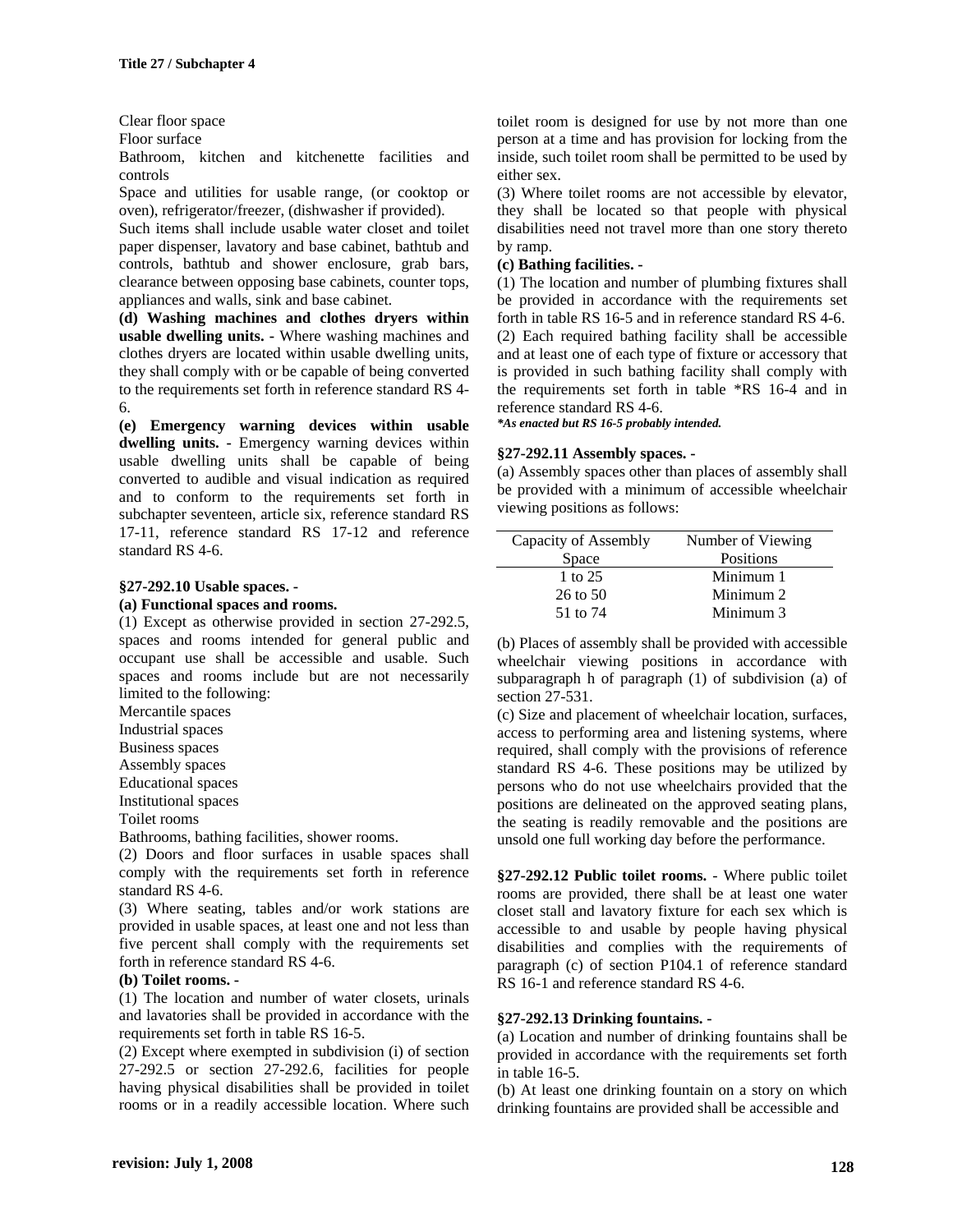Clear floor space
Floor surface
Bathroom, kitchen and kitchenette facilities and controls
Space and utilities for usable range, (or cooktop or oven), refrigerator/freezer, (dishwasher if provided).
Such items shall include usable water closet and toilet paper dispenser, lavatory and base cabinet, bathtub and controls, bathtub and shower enclosure, grab bars, clearance between opposing base cabinets, counter tops, appliances and walls, sink and base cabinet.

**(d) Washing machines and clothes dryers within usable dwelling units. -** Where washing machines and clothes dryers are located within usable dwelling units, they shall comply with or be capable of being converted to the requirements set forth in reference standard RS 4-6.

**(e) Emergency warning devices within usable dwelling units. -** Emergency warning devices within usable dwelling units shall be capable of being converted to audible and visual indication as required and to conform to the requirements set forth in subchapter seventeen, article six, reference standard RS 17-11, reference standard RS 17-12 and reference standard RS 4-6.

**§27-292.10 Usable spaces. -**

**(a) Functional spaces and rooms.**

(1) Except as otherwise provided in section 27-292.5, spaces and rooms intended for general public and occupant use shall be accessible and usable. Such spaces and rooms include but are not necessarily limited to the following:
Mercantile spaces
Industrial spaces
Business spaces
Assembly spaces
Educational spaces
Institutional spaces
Toilet rooms
Bathrooms, bathing facilities, shower rooms.

(2) Doors and floor surfaces in usable spaces shall comply with the requirements set forth in reference standard RS 4-6.

(3) Where seating, tables and/or work stations are provided in usable spaces, at least one and not less than five percent shall comply with the requirements set forth in reference standard RS 4-6.

**(b) Toilet rooms. -**

(1) The location and number of water closets, urinals and lavatories shall be provided in accordance with the requirements set forth in table RS 16-5.

(2) Except where exempted in subdivision (i) of section 27-292.5 or section 27-292.6, facilities for people having physical disabilities shall be provided in toilet rooms or in a readily accessible location. Where such toilet room is designed for use by not more than one person at a time and has provision for locking from the inside, such toilet room shall be permitted to be used by either sex.

(3) Where toilet rooms are not accessible by elevator, they shall be located so that people with physical disabilities need not travel more than one story thereto by ramp.

**(c) Bathing facilities. -**

(1) The location and number of plumbing fixtures shall be provided in accordance with the requirements set forth in table RS 16-5 and in reference standard RS 4-6.

(2) Each required bathing facility shall be accessible and at least one of each type of fixture or accessory that is provided in such bathing facility shall comply with the requirements set forth in table *RS 16-4 and in reference standard RS 4-6.

***As enacted but RS 16-5 probably intended.***

**§27-292.11 Assembly spaces. -**

(a) Assembly spaces other than places of assembly shall be provided with a minimum of accessible wheelchair viewing positions as follows:

| Capacity of Assembly Space | Number of Viewing Positions |
|---|---|
| 1 to 25 | Minimum 1 |
| 26 to 50 | Minimum 2 |
| 51 to 74 | Minimum 3 |

(b) Places of assembly shall be provided with accessible wheelchair viewing positions in accordance with subparagraph h of paragraph (1) of subdivision (a) of section 27-531.

(c) Size and placement of wheelchair location, surfaces, access to performing area and listening systems, where required, shall comply with the provisions of reference standard RS 4-6. These positions may be utilized by persons who do not use wheelchairs provided that the positions are delineated on the approved seating plans, the seating is readily removable and the positions are unsold one full working day before the performance.

**§27-292.12 Public toilet rooms.** - Where public toilet rooms are provided, there shall be at least one water closet stall and lavatory fixture for each sex which is accessible to and usable by people having physical disabilities and complies with the requirements of paragraph (c) of section P104.1 of reference standard RS 16-1 and reference standard RS 4-6.

**§27-292.13 Drinking fountains. -**

(a) Location and number of drinking fountains shall be provided in accordance with the requirements set forth in table 16-5.

(b) At least one drinking fountain on a story on which drinking fountains are provided shall be accessible and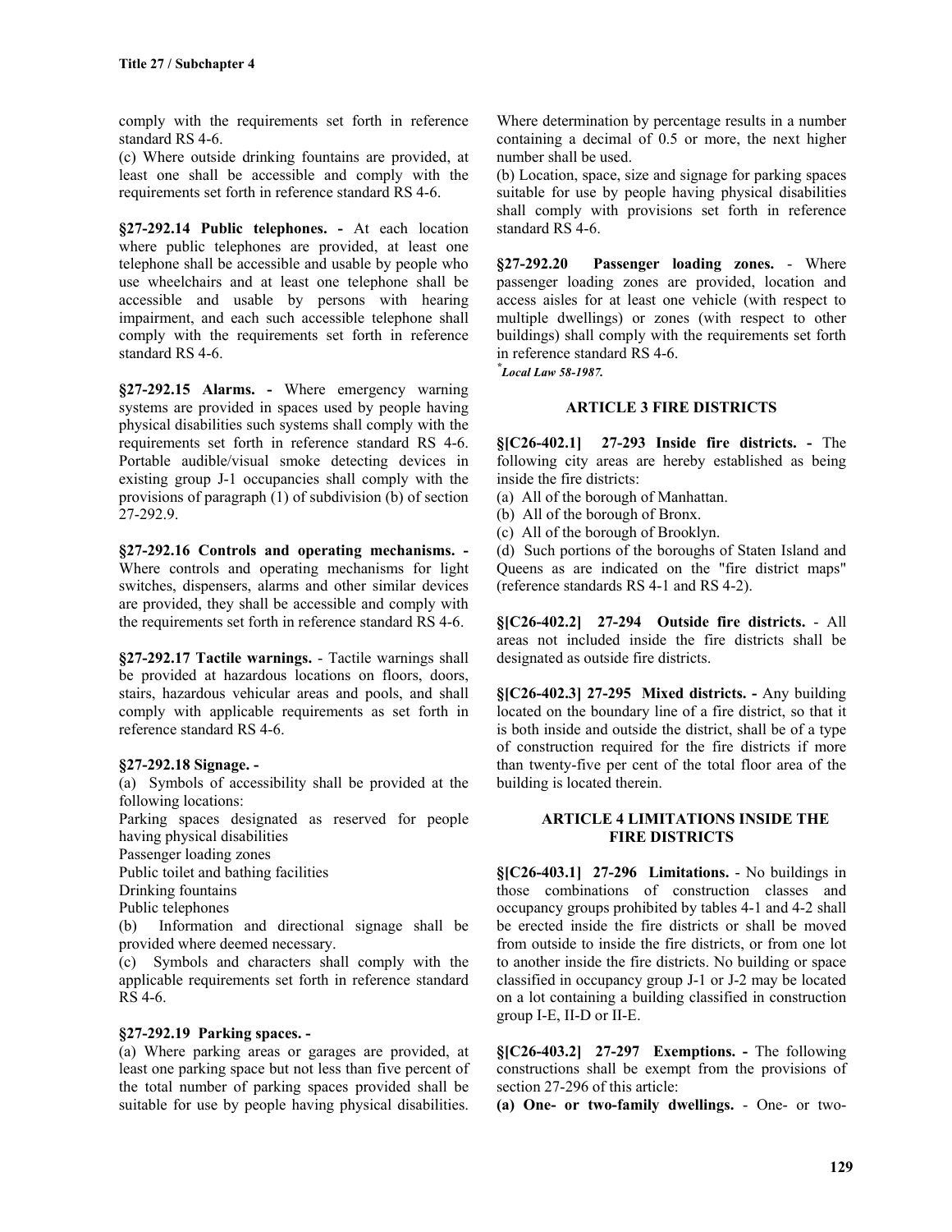comply with the requirements set forth in reference standard RS 4-6.

(c) Where outside drinking fountains are provided, at least one shall be accessible and comply with the requirements set forth in reference standard RS 4-6.

**§27-292.14 Public telephones. -** At each location where public telephones are provided, at least one telephone shall be accessible and usable by people who use wheelchairs and at least one telephone shall be accessible and usable by persons with hearing impairment, and each such accessible telephone shall comply with the requirements set forth in reference standard RS 4-6.

**§27-292.15 Alarms. -** Where emergency warning systems are provided in spaces used by people having physical disabilities such systems shall comply with the requirements set forth in reference standard RS 4-6. Portable audible/visual smoke detecting devices in existing group J-1 occupancies shall comply with the provisions of paragraph (1) of subdivision (b) of section 27-292.9.

**§27-292.16 Controls and operating mechanisms. -** Where controls and operating mechanisms for light switches, dispensers, alarms and other similar devices are provided, they shall be accessible and comply with the requirements set forth in reference standard RS 4-6.

**§27-292.17 Tactile warnings.** - Tactile warnings shall be provided at hazardous locations on floors, doors, stairs, hazardous vehicular areas and pools, and shall comply with applicable requirements as set forth in reference standard RS 4-6.

**§27-292.18 Signage. -**

(a) Symbols of accessibility shall be provided at the following locations:

Parking spaces designated as reserved for people having physical disabilities

Passenger loading zones

Public toilet and bathing facilities

Drinking fountains

Public telephones

(b) Information and directional signage shall be provided where deemed necessary.

(c) Symbols and characters shall comply with the applicable requirements set forth in reference standard RS 4-6.

**§27-292.19 Parking spaces. -**

(a) Where parking areas or garages are provided, at least one parking space but not less than five percent of the total number of parking spaces provided shall be suitable for use by people having physical disabilities. Where determination by percentage results in a number containing a decimal of 0.5 or more, the next higher number shall be used.

(b) Location, space, size and signage for parking spaces suitable for use by people having physical disabilities shall comply with provisions set forth in reference standard RS 4-6.

**§27-292.20 Passenger loading zones.** - Where passenger loading zones are provided, location and access aisles for at least one vehicle (with respect to multiple dwellings) or zones (with respect to other buildings) shall comply with the requirements set forth in reference standard RS 4-6.

[*] *Local Law 58-1987.*

## ARTICLE 3 FIRE DISTRICTS

**§[C26-402.1] 27-293 Inside fire districts. -** The following city areas are hereby established as being inside the fire districts:

(a) All of the borough of Manhattan.

(b) All of the borough of Bronx.

(c) All of the borough of Brooklyn.

(d) Such portions of the boroughs of Staten Island and Queens as are indicated on the "fire district maps" (reference standards RS 4-1 and RS 4-2).

**§[C26-402.2] 27-294 Outside fire districts.** - All areas not included inside the fire districts shall be designated as outside fire districts.

**§[C26-402.3] 27-295 Mixed districts. -** Any building located on the boundary line of a fire district, so that it is both inside and outside the district, shall be of a type of construction required for the fire districts if more than twenty-five per cent of the total floor area of the building is located therein.

## ARTICLE 4 LIMITATIONS INSIDE THE FIRE DISTRICTS

**§[C26-403.1] 27-296 Limitations.** - No buildings in those combinations of construction classes and occupancy groups prohibited by tables 4-1 and 4-2 shall be erected inside the fire districts or shall be moved from outside to inside the fire districts, or from one lot to another inside the fire districts. No building or space classified in occupancy group J-1 or J-2 may be located on a lot containing a building classified in construction group I-E, II-D or II-E.

**§[C26-403.2] 27-297 Exemptions. -** The following constructions shall be exempt from the provisions of section 27-296 of this article:

**(a) One- or two-family dwellings.** - One- or two-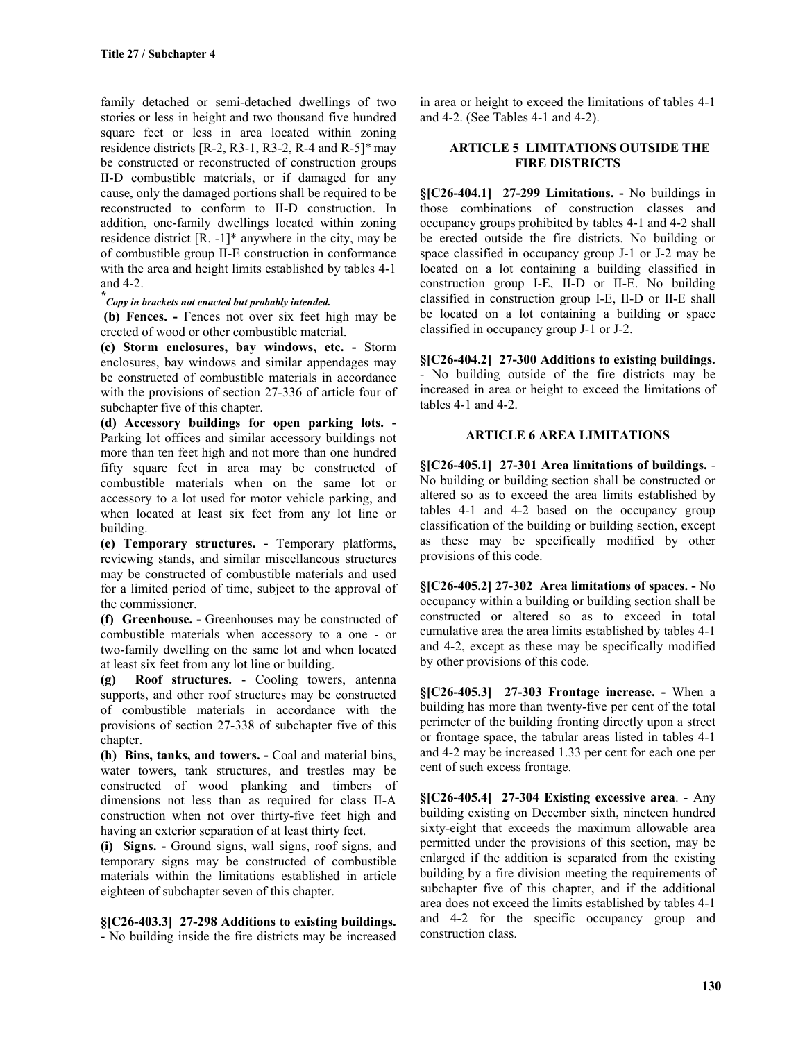family detached or semi-detached dwellings of two stories or less in height and two thousand five hundred square feet or less in area located within zoning residence districts [R-2, R3-1, R3-2, R-4 and R-5]* may be constructed or reconstructed of construction groups II-D combustible materials, or if damaged for any cause, only the damaged portions shall be required to be reconstructed to conform to II-D construction. In addition, one-family dwellings located within zoning residence district [R. -1]* anywhere in the city, may be of combustible group II-E construction in conformance with the area and height limits established by tables 4-1 and 4-2.

*\* Copy in brackets not enacted but probably intended.*

**(b) Fences. -** Fences not over six feet high may be erected of wood or other combustible material.

**(c) Storm enclosures, bay windows, etc. -** Storm enclosures, bay windows and similar appendages may be constructed of combustible materials in accordance with the provisions of section 27-336 of article four of subchapter five of this chapter.

**(d) Accessory buildings for open parking lots.** - Parking lot offices and similar accessory buildings not more than ten feet high and not more than one hundred fifty square feet in area may be constructed of combustible materials when on the same lot or accessory to a lot used for motor vehicle parking, and when located at least six feet from any lot line or building.

**(e) Temporary structures. -** Temporary platforms, reviewing stands, and similar miscellaneous structures may be constructed of combustible materials and used for a limited period of time, subject to the approval of the commissioner.

**(f) Greenhouse. -** Greenhouses may be constructed of combustible materials when accessory to a one - or two-family dwelling on the same lot and when located at least six feet from any lot line or building.

**(g) Roof structures.** - Cooling towers, antenna supports, and other roof structures may be constructed of combustible materials in accordance with the provisions of section 27-338 of subchapter five of this chapter.

**(h) Bins, tanks, and towers. -** Coal and material bins, water towers, tank structures, and trestles may be constructed of wood planking and timbers of dimensions not less than as required for class II-A construction when not over thirty-five feet high and having an exterior separation of at least thirty feet.

**(i) Signs. -** Ground signs, wall signs, roof signs, and temporary signs may be constructed of combustible materials within the limitations established in article eighteen of subchapter seven of this chapter.

**§[C26-403.3] 27-298 Additions to existing buildings. -** No building inside the fire districts may be increased in area or height to exceed the limitations of tables 4-1 and 4-2. (See Tables 4-1 and 4-2).

## ARTICLE 5 LIMITATIONS OUTSIDE THE FIRE DISTRICTS

**§[C26-404.1] 27-299 Limitations. -** No buildings in those combinations of construction classes and occupancy groups prohibited by tables 4-1 and 4-2 shall be erected outside the fire districts. No building or space classified in occupancy group J-1 or J-2 may be located on a lot containing a building classified in construction group I-E, II-D or II-E. No building classified in construction group I-E, II-D or II-E shall be located on a lot containing a building or space classified in occupancy group J-1 or J-2.

**§[C26-404.2] 27-300 Additions to existing buildings.** - No building outside of the fire districts may be increased in area or height to exceed the limitations of tables 4-1 and 4-2.

## ARTICLE 6 AREA LIMITATIONS

**§[C26-405.1] 27-301 Area limitations of buildings.** - No building or building section shall be constructed or altered so as to exceed the area limits established by tables 4-1 and 4-2 based on the occupancy group classification of the building or building section, except as these may be specifically modified by other provisions of this code.

**§[C26-405.2] 27-302 Area limitations of spaces. -** No occupancy within a building or building section shall be constructed or altered so as to exceed in total cumulative area the area limits established by tables 4-1 and 4-2, except as these may be specifically modified by other provisions of this code.

**§[C26-405.3] 27-303 Frontage increase. -** When a building has more than twenty-five per cent of the total perimeter of the building fronting directly upon a street or frontage space, the tabular areas listed in tables 4-1 and 4-2 may be increased 1.33 per cent for each one per cent of such excess frontage.

**§[C26-405.4] 27-304 Existing excessive area**. - Any building existing on December sixth, nineteen hundred sixty-eight that exceeds the maximum allowable area permitted under the provisions of this section, may be enlarged if the addition is separated from the existing building by a fire division meeting the requirements of subchapter five of this chapter, and if the additional area does not exceed the limits established by tables 4-1 and 4-2 for the specific occupancy group and construction class.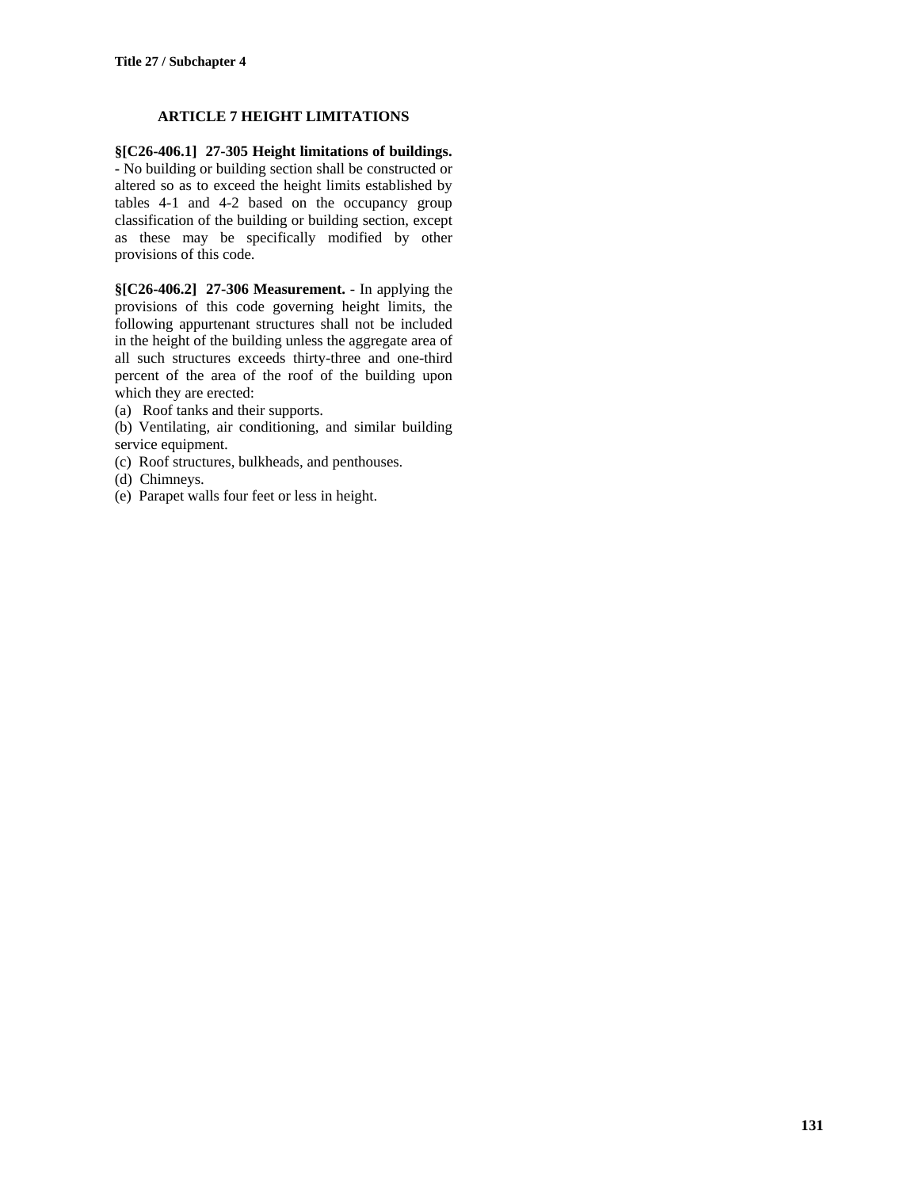## ARTICLE 7 HEIGHT LIMITATIONS

**§[C26-406.1] 27-305 Height limitations of buildings. -** No building or building section shall be constructed or altered so as to exceed the height limits established by tables 4-1 and 4-2 based on the occupancy group classification of the building or building section, except as these may be specifically modified by other provisions of this code.

**§[C26-406.2] 27-306 Measurement.** - In applying the provisions of this code governing height limits, the following appurtenant structures shall not be included in the height of the building unless the aggregate area of all such structures exceeds thirty-three and one-third percent of the area of the roof of the building upon which they are erected:

(a) Roof tanks and their supports.

(b) Ventilating, air conditioning, and similar building service equipment.

(c) Roof structures, bulkheads, and penthouses.

(d) Chimneys.

(e) Parapet walls four feet or less in height.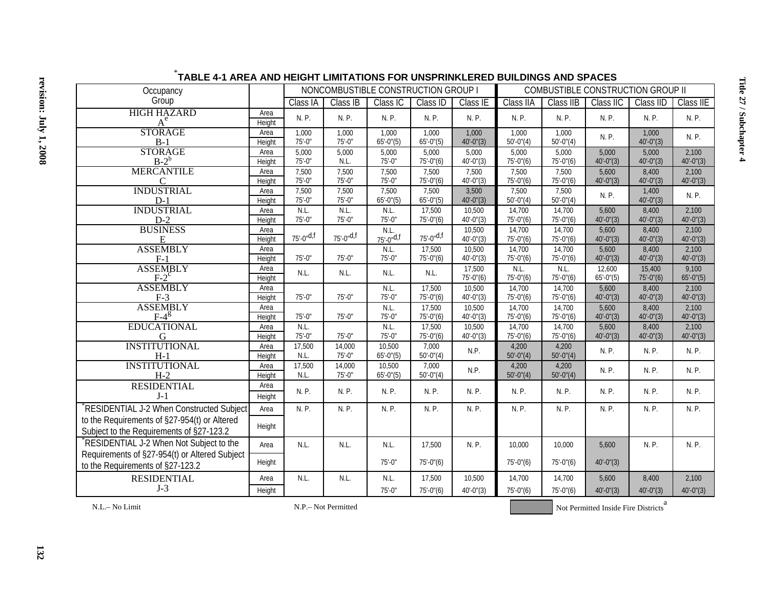## *TABLE 4-1 AREA AND HEIGHT LIMITATIONS FOR UNSPRINKLERED BUILDINGS AND SPACES

| Occupancy Group | | NONCOMBUSTIBLE CONSTRUCTION GROUP I | | | | | COMBUSTIBLE CONSTRUCTION GROUP II | | | | |
|---|---|---|---|---|---|---|---|---|---|---|---|
| | | Class IA | Class IB | Class IC | Class ID | Class IE | Class IIA | Class IIB | Class IIC | Class IID | Class IIE |
| HIGH HAZARD A[e] | Area | N. P. | N. P. | N. P. | N. P. | N. P. | N. P. | N. P. | N. P. | N. P. | N. P. |
| | Height | | | | | | | | | | |
| STORAGE B-1 | Area | 1,000 | 1,000 | 1,000 | 1,000 | 1,000 | 1,000 | 1,000 | N. P. | 1,000 | N. P. |
| | Height | 75'-0" | 75'-0" | 65'-0"(5) | 65'-0"(5) | 40'-0"(3) | 50'-0"(4) | 50'-0"(4) | | 40'-0"(3) | |
| STORAGE B-2[b] | Area | 5,000 | 5,000 | 5,000 | 5,000 | 5,000 | 5,000 | 5,000 | 5,000 | 5,000 | 2,100 |
| | Height | 75'-0" | N.L. | 75'-0" | 75'-0"(6) | 40'-0"(3) | 75'-0"(6) | 75'-0"(6) | 40'-0"(3) | 40'-0"(3) | 40'-0"(3) |
| MERCANTILE C | Area | 7,500 | 7,500 | 7,500 | 7,500 | 7,500 | 7,500 | 7,500 | 5,600 | 8,400 | 2,100 |
| | Height | 75'-0" | 75'-0" | 75'-0" | 75'-0"(6) | 40'-0"(3) | 75'-0"(6) | 75'-0"(6) | 40'-0"(3) | 40'-0"(3) | 40'-0"(3) |
| INDUSTRIAL D-1 | Area | 7,500 | 7,500 | 7,500 | 7,500 | 3,500 | 7,500 | 7,500 | N. P. | 1,400 | N. P. |
| | Height | 75'-0" | 75'-0" | 65'-0"(5) | 65'-0"(5) | 40'-0"(3) | 50'-0"(4) | 50'-0"(4) | | 40'-0"(3) | |
| INDUSTRIAL D-2 | Area | N.L. | N.L. | N.L. | 17,500 | 10,500 | 14,700 | 14,700 | 5,600 | 8,400 | 2,100 |
| | Height | 75'-0" | 75'-0" | 75'-0" | 75'-0"(6) | 40'-0"(3) | 75'-0"(6) | 75'-0"(6) | 40'-0"(3) | 40'-0"(3) | 40'-0"(3) |
| BUSINESS E | Area | | | N.L. | | 10,500 | 14,700 | 14,700 | 5,600 | 8,400 | 2,100 |
| | Height | 75'-0"[d,f] | 75'-0"[d,f] | 75'-0"[d,f] | 75'-0"[d,f] | 40'-0"(3) | 75'-0"(6) | 75'-0"(6) | 40'-0"(3) | 40'-0"(3) | 40'-0"(3) |
| ASSEMBLY F-1 | Area | | | N.L. | 17,500 | 10,500 | 14,700 | 14,700 | 5,600 | 8,400 | 2,100 |
| | Height | 75'-0" | 75'-0" | 75'-0" | 75'-0"(6) | 40'-0"(3) | 75'-0"(6) | 75'-0"(6) | 40'-0"(3) | 40'-0"(3) | 40'-0"(3) |
| ASSEMBLY F-2[c] | Area | N.L. | N.L. | N.L. | N.L. | 17,500 | N.L. | N.L. | 12,600 | 15,400 | 9,100 |
| | Height | | | | | 75'-0"(6) | 75'-0"(6) | 75'-0"(6) | 65'-0"(5) | 75'-0"(6) | 65'-0"(5) |
| ASSEMBLY F-3 | Area | | | N.L. | 17,500 | 10,500 | 14,700 | 14,700 | 5,600 | 8,400 | 2,100 |
| | Height | 75'-0" | 75'-0" | 75'-0" | 75'-0"(6) | 40'-0"(3) | 75'-0"(6) | 75'-0"(6) | 40'-0"(3) | 40'-0"(3) | 40'-0"(3) |
| ASSEMBLY F-4[g] | Area | | | N.L. | 17,500 | 10,500 | 14,700 | 14,700 | 5,600 | 8,400 | 2,100 |
| | Height | 75'-0" | 75'-0" | 75'-0" | 75'-0"(6) | 40'-0"(3) | 75'-0"(6) | 75'-0"(6) | 40'-0"(3) | 40'-0"(3) | 40'-0"(3) |
| EDUCATIONAL G | Area | N.L. | | N.L. | 17,500 | 10,500 | 14,700 | 14,700 | 5,600 | 8,400 | 2,100 |
| | Height | 75'-0" | 75'-0" | 75'-0" | 75'-0"(6) | 40'-0"(3) | 75'-0"(6) | 75'-0"(6) | 40'-0"(3) | 40'-0"(3) | 40'-0"(3) |
| INSTITUTIONAL H-1 | Area | 17,500 | 14,000 | 10,500 | 7,000 | N.P. | 4,200 | 4,200 | N. P. | N. P. | N. P. |
| | Height | N.L. | 75'-0" | 65'-0"(5) | 50'-0"(4) | | 50'-0"(4) | 50'-0"(4) | | | |
| INSTITUTIONAL H-2 | Area | 17,500 | 14,000 | 10,500 | 7,000 | N.P. | 4,200 | 4,200 | N. P. | N. P. | N. P. |
| | Height | N.L. | 75'-0" | 65'-0"(5) | 50'-0"(4) | | 50'-0"(4) | 50'-0"(4) | | | |
| RESIDENTIAL J-1 | Area | N. P. | N. P. | N. P. | N. P. | N. P. | N. P. | N. P. | N. P. | N. P. | N. P. |
| | Height | | | | | | | | | | |
| *RESIDENTIAL J-2 When Constructed Subject to the Requirements of §27-954(t) or Altered Subject to the Requirements of §27-123.2 | Area | N. P. | N. P. | N. P. | N. P. | N. P. | N. P. | N. P. | N. P. | N. P. | N. P. |
| | Height | | | | | | | | | | |
| *RESIDENTIAL J-2 When Not Subject to the Requirements of §27-954(t) or Altered Subject to the Requirements of §27-123.2 | Area | N.L. | N.L. | N.L. | 17,500 | N. P. | 10,000 | 10,000 | 5,600 | N. P. | N. P. |
| | Height | | | 75'-0" | 75'-0"(6) | | 75'-0"(6) | 75'-0"(6) | 40'-0"(3) | | |
| RESIDENTIAL J-3 | Area | N.L. | N.L. | N.L. | 17,500 | 10,500 | 14,700 | 14,700 | 5,600 | 8,400 | 2,100 |
| | Height | | | 75'-0" | 75'-0"(6) | 40'-0"(3) | 75'-0"(6) | 75'-0"(6) | 40'-0"(3) | 40'-0"(3) | 40'-0"(3) |

N.L.– No Limit N.P.– Not Permitted (shaded) Not Permitted Inside Fire Districts[a]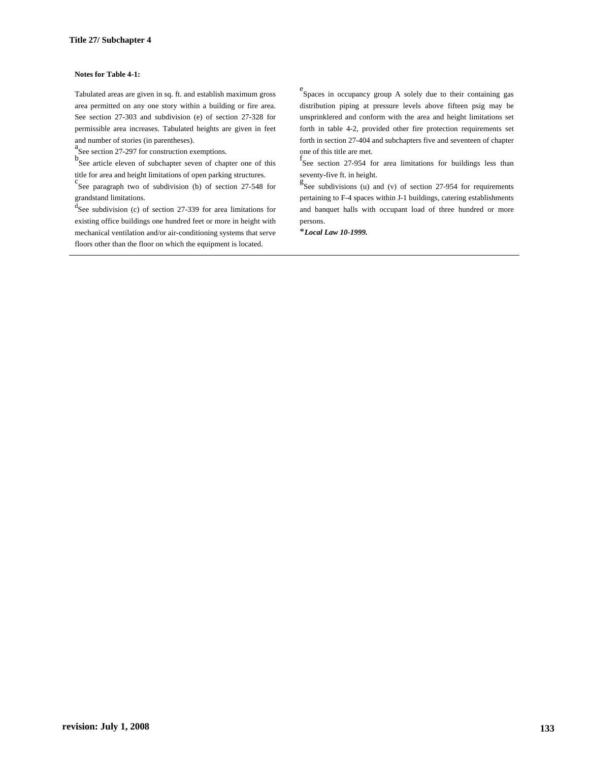**Notes for Table 4-1:**

Tabulated areas are given in sq. ft. and establish maximum gross area permitted on any one story within a building or fire area. See section 27-303 and subdivision (e) of section 27-328 for permissible area increases. Tabulated heights are given in feet and number of stories (in parentheses).

[a]See section 27-297 for construction exemptions.

[b]See article eleven of subchapter seven of chapter one of this title for area and height limitations of open parking structures.

[c]See paragraph two of subdivision (b) of section 27-548 for grandstand limitations.

[d]See subdivision (c) of section 27-339 for area limitations for existing office buildings one hundred feet or more in height with mechanical ventilation and/or air-conditioning systems that serve floors other than the floor on which the equipment is located.

[e]Spaces in occupancy group A solely due to their containing gas distribution piping at pressure levels above fifteen psig may be unsprinklered and conform with the area and height limitations set forth in table 4-2, provided other fire protection requirements set forth in section 27-404 and subchapters five and seventeen of chapter one of this title are met.

[f]See section 27-954 for area limitations for buildings less than seventy-five ft. in height.

[g]See subdivisions (u) and (v) of section 27-954 for requirements pertaining to F-4 spaces within J-1 buildings, catering establishments and banquet halls with occupant load of three hundred or more persons.

**Local Law 10-1999.*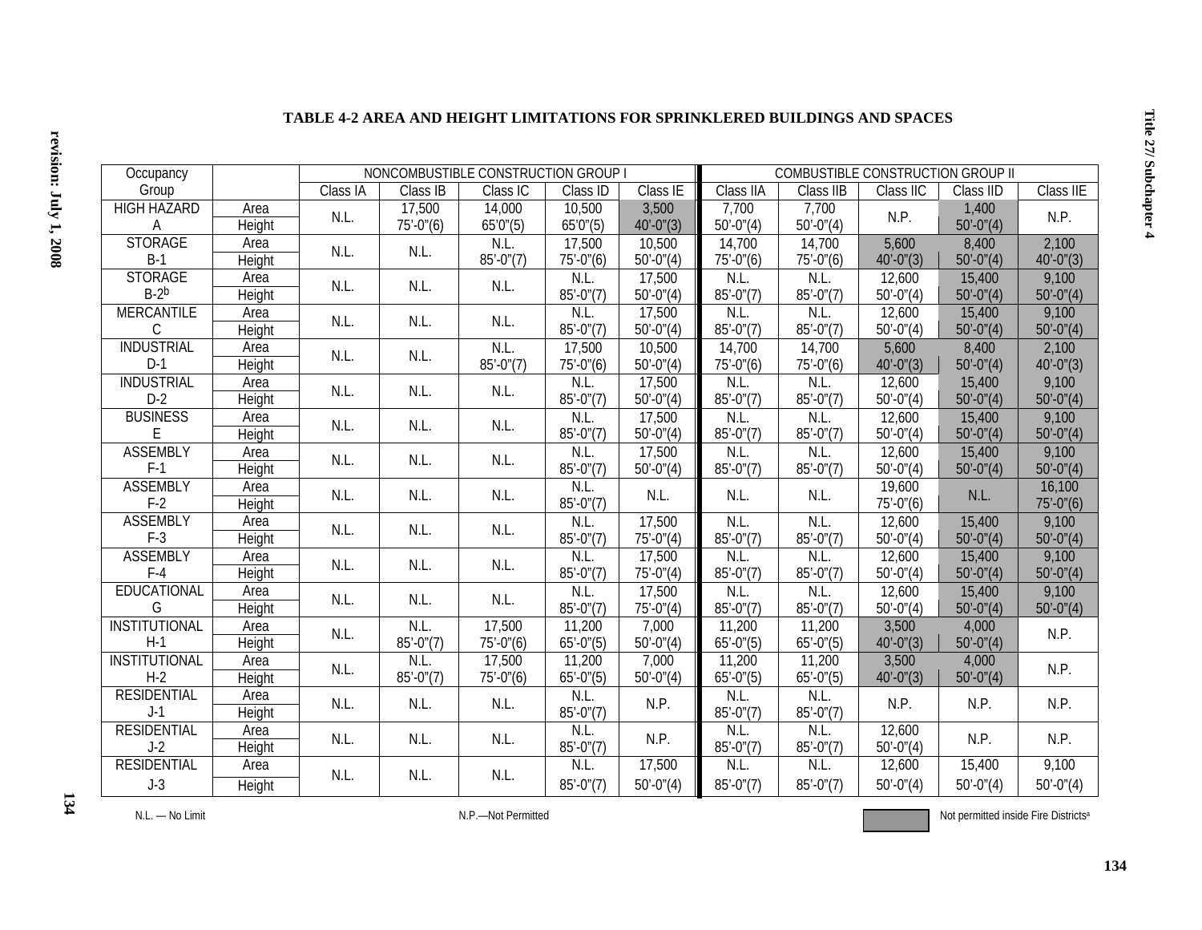### TABLE 4-2 AREA AND HEIGHT LIMITATIONS FOR SPRINKLERED BUILDINGS AND SPACES

| Occupancy Group | | NONCOMBUSTIBLE CONSTRUCTION GROUP I | | | | | COMBUSTIBLE CONSTRUCTION GROUP II | | | | |
|---|---|---|---|---|---|---|---|---|---|---|---|
| | | Class IA | Class IB | Class IC | Class ID | Class IE | Class IIA | Class IIB | Class IIC | Class IID | Class IIE |
| HIGH HAZARD A | Area | N.L. | 17,500 | 14,000 | 10,500 | 3,500 | 7,700 | 7,700 | N.P. | 1,400 | N.P. |
| | Height | | 75'-0"(6) | 65'0"(5) | 65'0"(5) | 40'-0"(3) | 50'-0"(4) | 50'-0"(4) | | 50'-0"(4) | |
| STORAGE B-1 | Area | N.L. | N.L. | N.L. | 17,500 | 10,500 | 14,700 | 14,700 | 5,600 | 8,400 | 2,100 |
| | Height | | | 85'-0"(7) | 75'-0"(6) | 50'-0"(4) | 75'-0"(6) | 75'-0"(6) | 40'-0"(3) | 50'-0"(4) | 40'-0"(3) |
| STORAGE B-2[b] | Area | N.L. | N.L. | N.L. | N.L. | 17,500 | N.L. | N.L. | 12,600 | 15,400 | 9,100 |
| | Height | | | | 85'-0"(7) | 50'-0"(4) | 85'-0"(7) | 85'-0"(7) | 50'-0"(4) | 50'-0"(4) | 50'-0"(4) |
| MERCANTILE C | Area | N.L. | N.L. | N.L. | N.L. | 17,500 | N.L. | N.L. | 12,600 | 15,400 | 9,100 |
| | Height | | | | 85'-0"(7) | 50'-0"(4) | 85'-0"(7) | 85'-0"(7) | 50'-0"(4) | 50'-0"(4) | 50'-0"(4) |
| INDUSTRIAL D-1 | Area | N.L. | N.L. | N.L. | 17,500 | 10,500 | 14,700 | 14,700 | 5,600 | 8,400 | 2,100 |
| | Height | | | 85'-0"(7) | 75'-0"(6) | 50'-0"(4) | 75'-0"(6) | 75'-0"(6) | 40'-0"(3) | 50'-0"(4) | 40'-0"(3) |
| INDUSTRIAL D-2 | Area | N.L. | N.L. | N.L. | N.L. | 17,500 | N.L. | N.L. | 12,600 | 15,400 | 9,100 |
| | Height | | | | 85'-0"(7) | 50'-0"(4) | 85'-0"(7) | 85'-0"(7) | 50'-0"(4) | 50'-0"(4) | 50'-0"(4) |
| BUSINESS E | Area | N.L. | N.L. | N.L. | N.L. | 17,500 | N.L. | N.L. | 12,600 | 15,400 | 9,100 |
| | Height | | | | 85'-0"(7) | 50'-0"(4) | 85'-0"(7) | 85'-0"(7) | 50'-0"(4) | 50'-0"(4) | 50'-0"(4) |
| ASSEMBLY F-1 | Area | N.L. | N.L. | N.L. | N.L. | 17,500 | N.L. | N.L. | 12,600 | 15,400 | 9,100 |
| | Height | | | | 85'-0"(7) | 50'-0"(4) | 85'-0"(7) | 85'-0"(7) | 50'-0"(4) | 50'-0"(4) | 50'-0"(4) |
| ASSEMBLY F-2 | Area | N.L. | N.L. | N.L. | N.L. | N.L. | N.L. | N.L. | 19,600 | N.L. | 16,100 |
| | Height | | | | 85'-0"(7) | | | | 75'-0"(6) | | 75'-0"(6) |
| ASSEMBLY F-3 | Area | N.L. | N.L. | N.L. | N.L. | 17,500 | N.L. | N.L. | 12,600 | 15,400 | 9,100 |
| | Height | | | | 85'-0"(7) | 75'-0"(4) | 85'-0"(7) | 85'-0"(7) | 50'-0"(4) | 50'-0"(4) | 50'-0"(4) |
| ASSEMBLY F-4 | Area | N.L. | N.L. | N.L. | N.L. | 17,500 | N.L. | N.L. | 12,600 | 15,400 | 9,100 |
| | Height | | | | 85'-0"(7) | 75'-0"(4) | 85'-0"(7) | 85'-0"(7) | 50'-0"(4) | 50'-0"(4) | 50'-0"(4) |
| EDUCATIONAL G | Area | N.L. | N.L. | N.L. | N.L. | 17,500 | N.L. | N.L. | 12,600 | 15,400 | 9,100 |
| | Height | | | | 85'-0"(7) | 75'-0"(4) | 85'-0"(7) | 85'-0"(7) | 50'-0"(4) | 50'-0"(4) | 50'-0"(4) |
| INSTITUTIONAL H-1 | Area | N.L. | N.L. | 17,500 | 11,200 | 7,000 | 11,200 | 11,200 | 3,500 | 4,000 | N.P. |
| | Height | | 85'-0"(7) | 75'-0"(6) | 65'-0"(5) | 50'-0"(4) | 65'-0"(5) | 65'-0"(5) | 40'-0"(3) | 50'-0"(4) | |
| INSTITUTIONAL H-2 | Area | N.L. | N.L. | 17,500 | 11,200 | 7,000 | 11,200 | 11,200 | 3,500 | 4,000 | N.P. |
| | Height | | 85'-0"(7) | 75'-0"(6) | 65'-0"(5) | 50'-0"(4) | 65'-0"(5) | 65'-0"(5) | 40'-0"(3) | 50'-0"(4) | |
| RESIDENTIAL J-1 | Area | N.L. | N.L. | N.L. | N.L. | N.P. | N.L. | N.L. | N.P. | N.P. | N.P. |
| | Height | | | | 85'-0"(7) | | 85'-0"(7) | 85'-0"(7) | | | |
| RESIDENTIAL J-2 | Area | N.L. | N.L. | N.L. | N.L. | N.P. | N.L. | N.L. | 12,600 | N.P. | N.P. |
| | Height | | | | 85'-0"(7) | | 85'-0"(7) | 85'-0"(7) | 50'-0"(4) | | |
| RESIDENTIAL J-3 | Area | N.L. | N.L. | N.L. | N.L. | 17,500 | N.L. | N.L. | 12,600 | 15,400 | 9,100 |
| | Height | | | | 85'-0"(7) | 50'-0"(4) | 85'-0"(7) | 85'-0"(7) | 50'-0"(4) | 50'-0"(4) | 50'-0"(4) |

N.L. — No Limit

N.P.—Not Permitted

(Shaded) Not permitted inside Fire Districts[a]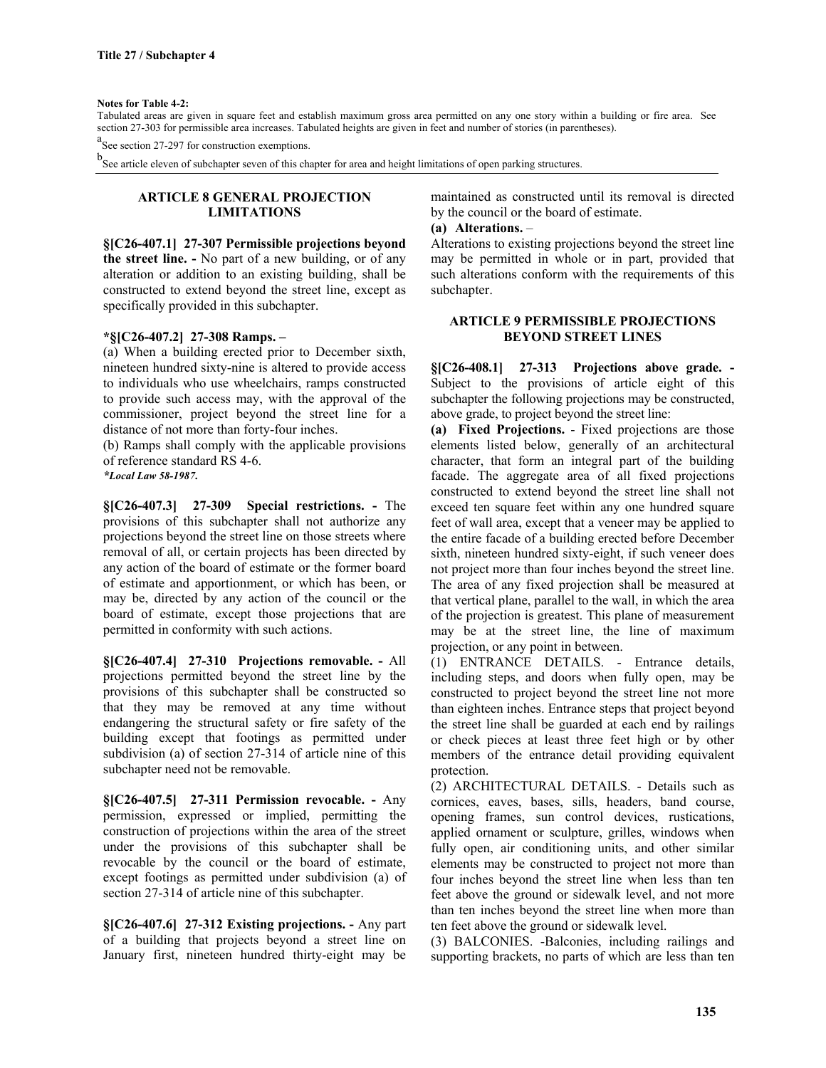**Notes for Table 4-2:**

Tabulated areas are given in square feet and establish maximum gross area permitted on any one story within a building or fire area. See section 27-303 for permissible area increases. Tabulated heights are given in feet and number of stories (in parentheses).

[a] See section 27-297 for construction exemptions.

[b] See article eleven of subchapter seven of this chapter for area and height limitations of open parking structures.

## ARTICLE 8 GENERAL PROJECTION LIMITATIONS

**§[C26-407.1] 27-307 Permissible projections beyond the street line. -** No part of a new building, or of any alteration or addition to an existing building, shall be constructed to extend beyond the street line, except as specifically provided in this subchapter.

**\*§[C26-407.2] 27-308 Ramps. –**

(a) When a building erected prior to December sixth, nineteen hundred sixty-nine is altered to provide access to individuals who use wheelchairs, ramps constructed to provide such access may, with the approval of the commissioner, project beyond the street line for a distance of not more than forty-four inches.

(b) Ramps shall comply with the applicable provisions of reference standard RS 4-6.

***\*Local Law 58-1987.***

**§[C26-407.3] 27-309 Special restrictions. -** The provisions of this subchapter shall not authorize any projections beyond the street line on those streets where removal of all, or certain projects has been directed by any action of the board of estimate or the former board of estimate and apportionment, or which has been, or may be, directed by any action of the council or the board of estimate, except those projections that are permitted in conformity with such actions.

**§[C26-407.4] 27-310 Projections removable. -** All projections permitted beyond the street line by the provisions of this subchapter shall be constructed so that they may be removed at any time without endangering the structural safety or fire safety of the building except that footings as permitted under subdivision (a) of section 27-314 of article nine of this subchapter need not be removable.

**§[C26-407.5] 27-311 Permission revocable. -** Any permission, expressed or implied, permitting the construction of projections within the area of the street under the provisions of this subchapter shall be revocable by the council or the board of estimate, except footings as permitted under subdivision (a) of section 27-314 of article nine of this subchapter.

**§[C26-407.6] 27-312 Existing projections. -** Any part of a building that projects beyond a street line on January first, nineteen hundred thirty-eight may be maintained as constructed until its removal is directed by the council or the board of estimate.

**(a) Alterations.** –

Alterations to existing projections beyond the street line may be permitted in whole or in part, provided that such alterations conform with the requirements of this subchapter.

## ARTICLE 9 PERMISSIBLE PROJECTIONS BEYOND STREET LINES

**§[C26-408.1] 27-313 Projections above grade. -** Subject to the provisions of article eight of this subchapter the following projections may be constructed, above grade, to project beyond the street line:

**(a) Fixed Projections.** - Fixed projections are those elements listed below, generally of an architectural character, that form an integral part of the building facade. The aggregate area of all fixed projections constructed to extend beyond the street line shall not exceed ten square feet within any one hundred square feet of wall area, except that a veneer may be applied to the entire facade of a building erected before December sixth, nineteen hundred sixty-eight, if such veneer does not project more than four inches beyond the street line. The area of any fixed projection shall be measured at that vertical plane, parallel to the wall, in which the area of the projection is greatest. This plane of measurement may be at the street line, the line of maximum projection, or any point in between.

(1) ENTRANCE DETAILS. - Entrance details, including steps, and doors when fully open, may be constructed to project beyond the street line not more than eighteen inches. Entrance steps that project beyond the street line shall be guarded at each end by railings or check pieces at least three feet high or by other members of the entrance detail providing equivalent protection.

(2) ARCHITECTURAL DETAILS. - Details such as cornices, eaves, bases, sills, headers, band course, opening frames, sun control devices, rustications, applied ornament or sculpture, grilles, windows when fully open, air conditioning units, and other similar elements may be constructed to project not more than four inches beyond the street line when less than ten feet above the ground or sidewalk level, and not more than ten inches beyond the street line when more than ten feet above the ground or sidewalk level.

(3) BALCONIES. -Balconies, including railings and supporting brackets, no parts of which are less than ten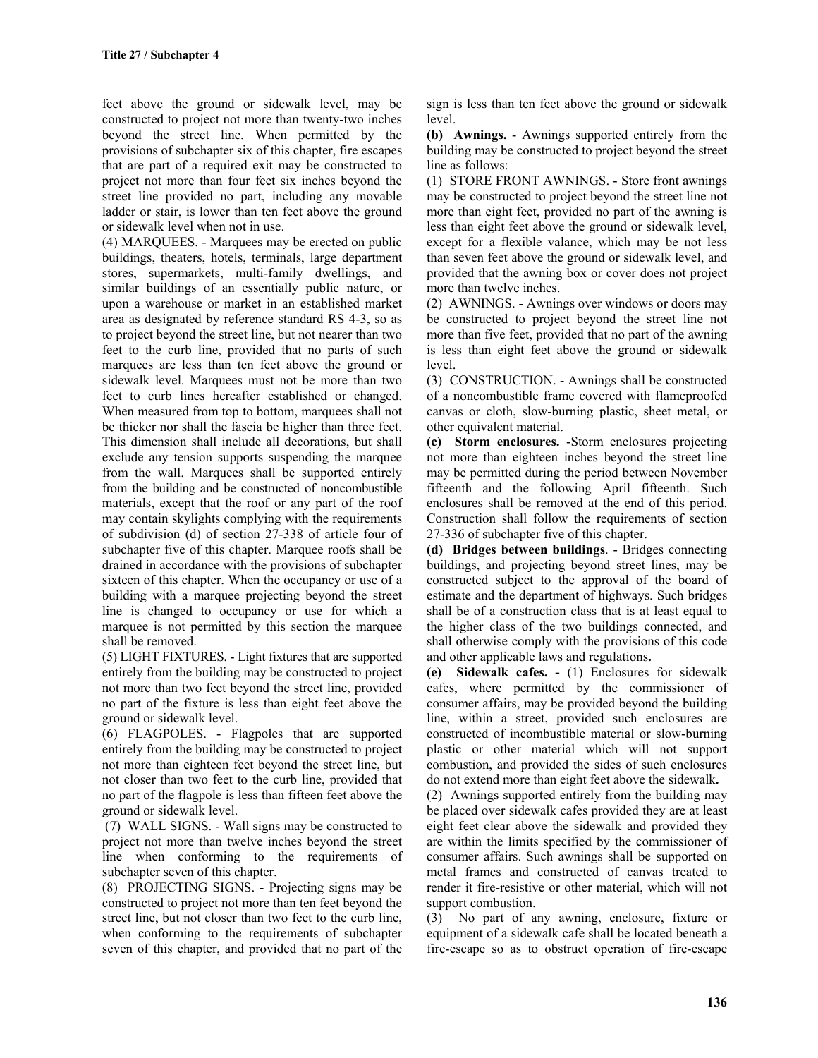feet above the ground or sidewalk level, may be constructed to project not more than twenty-two inches beyond the street line. When permitted by the provisions of subchapter six of this chapter, fire escapes that are part of a required exit may be constructed to project not more than four feet six inches beyond the street line provided no part, including any movable ladder or stair, is lower than ten feet above the ground or sidewalk level when not in use.

(4) MARQUEES. - Marquees may be erected on public buildings, theaters, hotels, terminals, large department stores, supermarkets, multi-family dwellings, and similar buildings of an essentially public nature, or upon a warehouse or market in an established market area as designated by reference standard RS 4-3, so as to project beyond the street line, but not nearer than two feet to the curb line, provided that no parts of such marquees are less than ten feet above the ground or sidewalk level. Marquees must not be more than two feet to curb lines hereafter established or changed. When measured from top to bottom, marquees shall not be thicker nor shall the fascia be higher than three feet. This dimension shall include all decorations, but shall exclude any tension supports suspending the marquee from the wall. Marquees shall be supported entirely from the building and be constructed of noncombustible materials, except that the roof or any part of the roof may contain skylights complying with the requirements of subdivision (d) of section 27-338 of article four of subchapter five of this chapter. Marquee roofs shall be drained in accordance with the provisions of subchapter sixteen of this chapter. When the occupancy or use of a building with a marquee projecting beyond the street line is changed to occupancy or use for which a marquee is not permitted by this section the marquee shall be removed.

(5) LIGHT FIXTURES. - Light fixtures that are supported entirely from the building may be constructed to project not more than two feet beyond the street line, provided no part of the fixture is less than eight feet above the ground or sidewalk level.

(6) FLAGPOLES. - Flagpoles that are supported entirely from the building may be constructed to project not more than eighteen feet beyond the street line, but not closer than two feet to the curb line, provided that no part of the flagpole is less than fifteen feet above the ground or sidewalk level.

(7) WALL SIGNS. - Wall signs may be constructed to project not more than twelve inches beyond the street line when conforming to the requirements of subchapter seven of this chapter.

(8) PROJECTING SIGNS. - Projecting signs may be constructed to project not more than ten feet beyond the street line, but not closer than two feet to the curb line, when conforming to the requirements of subchapter seven of this chapter, and provided that no part of the sign is less than ten feet above the ground or sidewalk level.

**(b) Awnings.** - Awnings supported entirely from the building may be constructed to project beyond the street line as follows:

(1) STORE FRONT AWNINGS. - Store front awnings may be constructed to project beyond the street line not more than eight feet, provided no part of the awning is less than eight feet above the ground or sidewalk level, except for a flexible valance, which may be not less than seven feet above the ground or sidewalk level, and provided that the awning box or cover does not project more than twelve inches.

(2) AWNINGS. - Awnings over windows or doors may be constructed to project beyond the street line not more than five feet, provided that no part of the awning is less than eight feet above the ground or sidewalk level.

(3) CONSTRUCTION. - Awnings shall be constructed of a noncombustible frame covered with flameproofed canvas or cloth, slow-burning plastic, sheet metal, or other equivalent material.

**(c) Storm enclosures.** -Storm enclosures projecting not more than eighteen inches beyond the street line may be permitted during the period between November fifteenth and the following April fifteenth. Such enclosures shall be removed at the end of this period. Construction shall follow the requirements of section 27-336 of subchapter five of this chapter.

**(d) Bridges between buildings**. - Bridges connecting buildings, and projecting beyond street lines, may be constructed subject to the approval of the board of estimate and the department of highways. Such bridges shall be of a construction class that is at least equal to the higher class of the two buildings connected, and shall otherwise comply with the provisions of this code and other applicable laws and regulations**.**

**(e) Sidewalk cafes. -** (1) Enclosures for sidewalk cafes, where permitted by the commissioner of consumer affairs, may be provided beyond the building line, within a street, provided such enclosures are constructed of incombustible material or slow-burning plastic or other material which will not support combustion, and provided the sides of such enclosures do not extend more than eight feet above the sidewalk**.**

(2) Awnings supported entirely from the building may be placed over sidewalk cafes provided they are at least eight feet clear above the sidewalk and provided they are within the limits specified by the commissioner of consumer affairs. Such awnings shall be supported on metal frames and constructed of canvas treated to render it fire-resistive or other material, which will not support combustion.

(3) No part of any awning, enclosure, fixture or equipment of a sidewalk cafe shall be located beneath a fire-escape so as to obstruct operation of fire-escape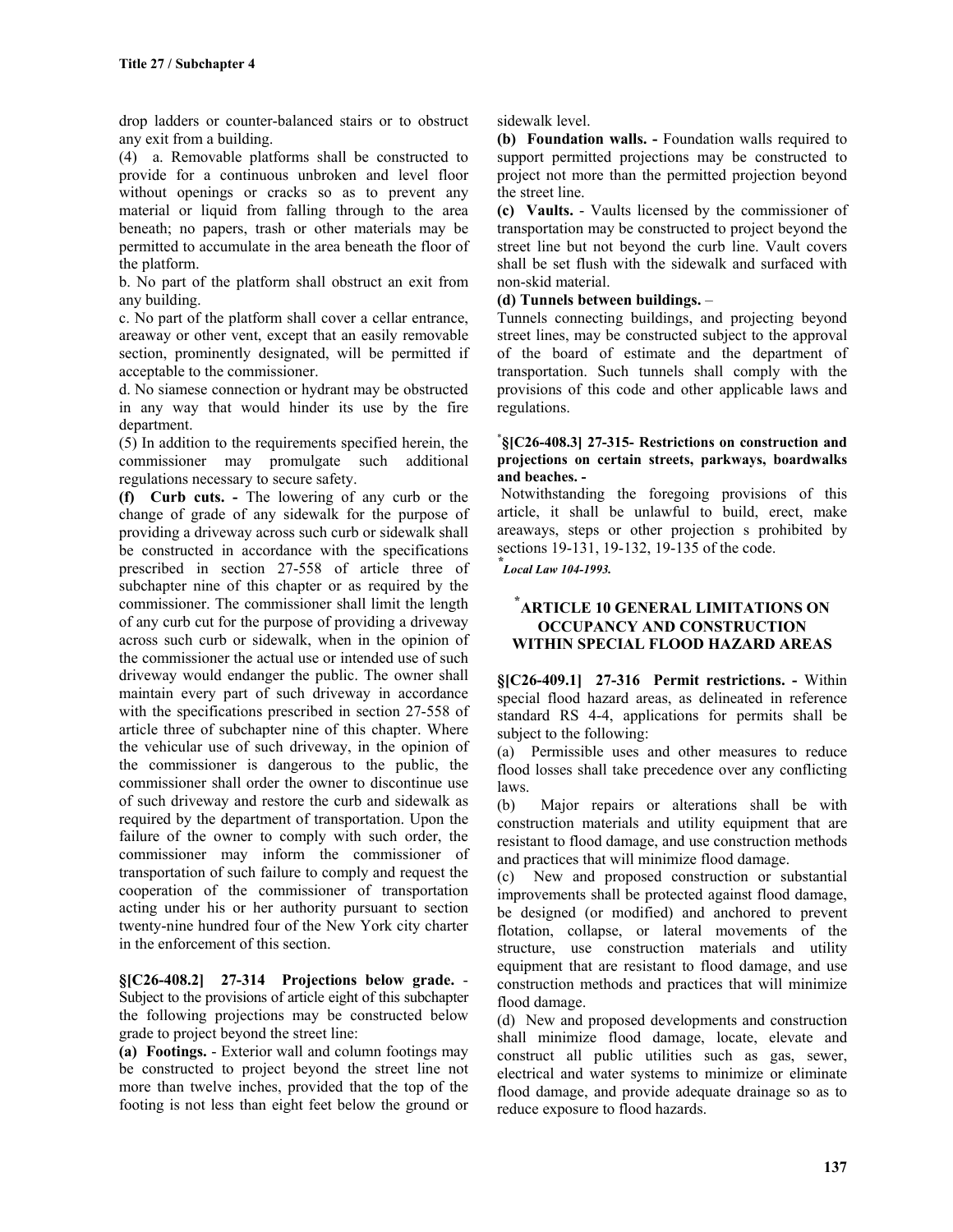drop ladders or counter-balanced stairs or to obstruct any exit from a building.

(4) a. Removable platforms shall be constructed to provide for a continuous unbroken and level floor without openings or cracks so as to prevent any material or liquid from falling through to the area beneath; no papers, trash or other materials may be permitted to accumulate in the area beneath the floor of the platform.

b. No part of the platform shall obstruct an exit from any building.

c. No part of the platform shall cover a cellar entrance, areaway or other vent, except that an easily removable section, prominently designated, will be permitted if acceptable to the commissioner.

d. No siamese connection or hydrant may be obstructed in any way that would hinder its use by the fire department.

(5) In addition to the requirements specified herein, the commissioner may promulgate such additional regulations necessary to secure safety.

**(f) Curb cuts. -** The lowering of any curb or the change of grade of any sidewalk for the purpose of providing a driveway across such curb or sidewalk shall be constructed in accordance with the specifications prescribed in section 27-558 of article three of subchapter nine of this chapter or as required by the commissioner. The commissioner shall limit the length of any curb cut for the purpose of providing a driveway across such curb or sidewalk, when in the opinion of the commissioner the actual use or intended use of such driveway would endanger the public. The owner shall maintain every part of such driveway in accordance with the specifications prescribed in section 27-558 of article three of subchapter nine of this chapter. Where the vehicular use of such driveway, in the opinion of the commissioner is dangerous to the public, the commissioner shall order the owner to discontinue use of such driveway and restore the curb and sidewalk as required by the department of transportation. Upon the failure of the owner to comply with such order, the commissioner may inform the commissioner of transportation of such failure to comply and request the cooperation of the commissioner of transportation acting under his or her authority pursuant to section twenty-nine hundred four of the New York city charter in the enforcement of this section.

**§[C26-408.2] 27-314 Projections below grade.** - Subject to the provisions of article eight of this subchapter the following projections may be constructed below grade to project beyond the street line:

**(a) Footings.** - Exterior wall and column footings may be constructed to project beyond the street line not more than twelve inches, provided that the top of the footing is not less than eight feet below the ground or sidewalk level.

**(b) Foundation walls. -** Foundation walls required to support permitted projections may be constructed to project not more than the permitted projection beyond the street line.

**(c) Vaults.** - Vaults licensed by the commissioner of transportation may be constructed to project beyond the street line but not beyond the curb line. Vault covers shall be set flush with the sidewalk and surfaced with non-skid material.

**(d) Tunnels between buildings.** –
Tunnels connecting buildings, and projecting beyond street lines, may be constructed subject to the approval of the board of estimate and the department of transportation. Such tunnels shall comply with the provisions of this code and other applicable laws and regulations.

**\*§[C26-408.3] 27-315- Restrictions on construction and projections on certain streets, parkways, boardwalks and beaches. -**

Notwithstanding the foregoing provisions of this article, it shall be unlawful to build, erect, make areaways, steps or other projection s prohibited by sections 19-131, 19-132, 19-135 of the code.

\**Local Law 104-1993.*

## *ARTICLE 10 GENERAL LIMITATIONS ON OCCUPANCY AND CONSTRUCTION WITHIN SPECIAL FLOOD HAZARD AREAS

**§[C26-409.1] 27-316 Permit restrictions. -** Within special flood hazard areas, as delineated in reference standard RS 4-4, applications for permits shall be subject to the following:

(a) Permissible uses and other measures to reduce flood losses shall take precedence over any conflicting laws.

(b) Major repairs or alterations shall be with construction materials and utility equipment that are resistant to flood damage, and use construction methods and practices that will minimize flood damage.

(c) New and proposed construction or substantial improvements shall be protected against flood damage, be designed (or modified) and anchored to prevent flotation, collapse, or lateral movements of the structure, use construction materials and utility equipment that are resistant to flood damage, and use construction methods and practices that will minimize flood damage.

(d) New and proposed developments and construction shall minimize flood damage, locate, elevate and construct all public utilities such as gas, sewer, electrical and water systems to minimize or eliminate flood damage, and provide adequate drainage so as to reduce exposure to flood hazards.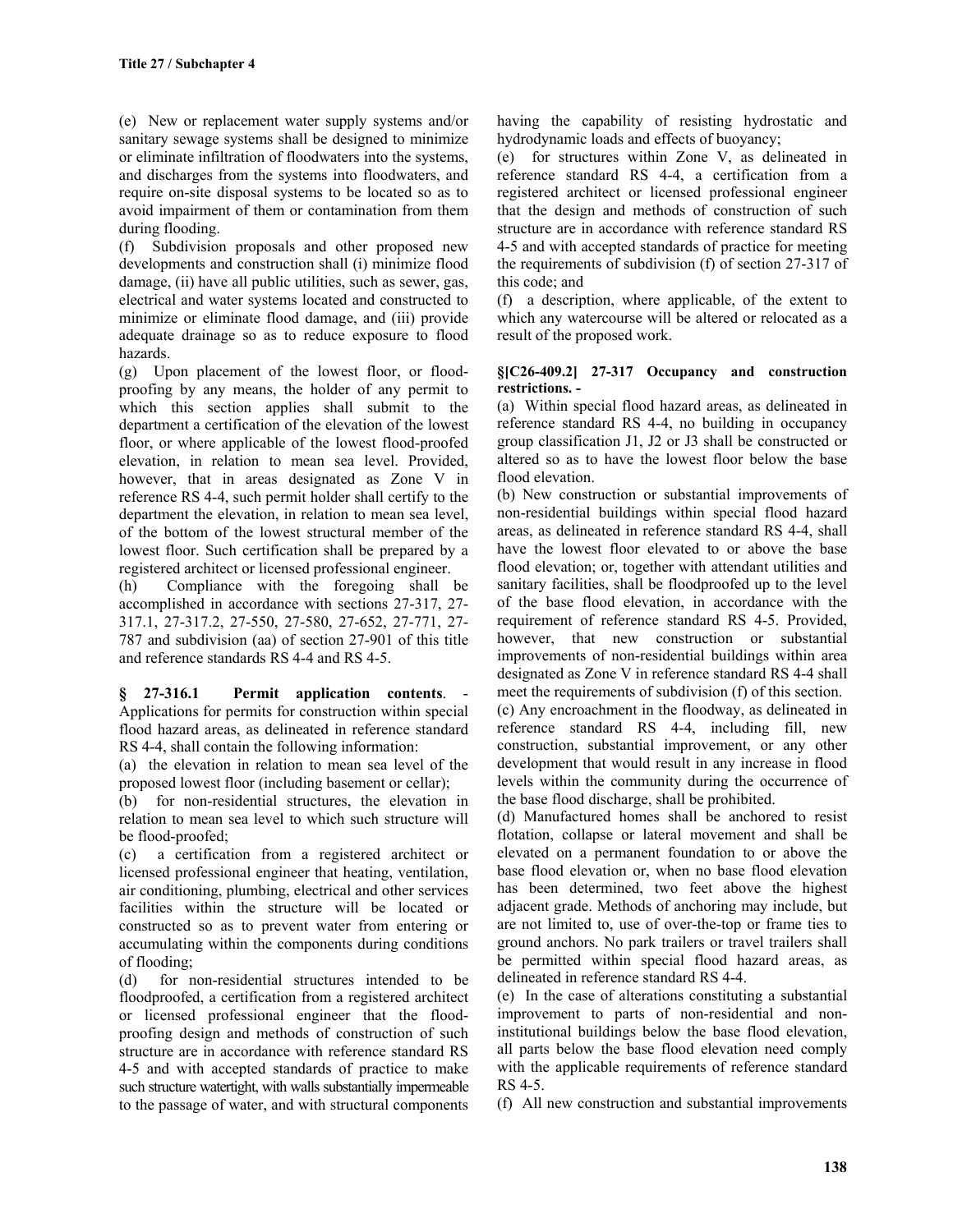(e) New or replacement water supply systems and/or sanitary sewage systems shall be designed to minimize or eliminate infiltration of floodwaters into the systems, and discharges from the systems into floodwaters, and require on-site disposal systems to be located so as to avoid impairment of them or contamination from them during flooding.

(f) Subdivision proposals and other proposed new developments and construction shall (i) minimize flood damage, (ii) have all public utilities, such as sewer, gas, electrical and water systems located and constructed to minimize or eliminate flood damage, and (iii) provide adequate drainage so as to reduce exposure to flood hazards.

(g) Upon placement of the lowest floor, or flood-proofing by any means, the holder of any permit to which this section applies shall submit to the department a certification of the elevation of the lowest floor, or where applicable of the lowest flood-proofed elevation, in relation to mean sea level. Provided, however, that in areas designated as Zone V in reference RS 4-4, such permit holder shall certify to the department the elevation, in relation to mean sea level, of the bottom of the lowest structural member of the lowest floor. Such certification shall be prepared by a registered architect or licensed professional engineer.

(h) Compliance with the foregoing shall be accomplished in accordance with sections 27-317, 27-317.1, 27-317.2, 27-550, 27-580, 27-652, 27-771, 27-787 and subdivision (aa) of section 27-901 of this title and reference standards RS 4-4 and RS 4-5.

**§ 27-316.1 Permit application contents**. - Applications for permits for construction within special flood hazard areas, as delineated in reference standard RS 4-4, shall contain the following information:

(a) the elevation in relation to mean sea level of the proposed lowest floor (including basement or cellar);

(b) for non-residential structures, the elevation in relation to mean sea level to which such structure will be flood-proofed;

(c) a certification from a registered architect or licensed professional engineer that heating, ventilation, air conditioning, plumbing, electrical and other services facilities within the structure will be located or constructed so as to prevent water from entering or accumulating within the components during conditions of flooding;

(d) for non-residential structures intended to be floodproofed, a certification from a registered architect or licensed professional engineer that the flood-proofing design and methods of construction of such structure are in accordance with reference standard RS 4-5 and with accepted standards of practice to make such structure watertight, with walls substantially impermeable to the passage of water, and with structural components having the capability of resisting hydrostatic and hydrodynamic loads and effects of buoyancy;

(e) for structures within Zone V, as delineated in reference standard RS 4-4, a certification from a registered architect or licensed professional engineer that the design and methods of construction of such structure are in accordance with reference standard RS 4-5 and with accepted standards of practice for meeting the requirements of subdivision (f) of section 27-317 of this code; and

(f) a description, where applicable, of the extent to which any watercourse will be altered or relocated as a result of the proposed work.

**§[C26-409.2] 27-317 Occupancy and construction restrictions. -**

(a) Within special flood hazard areas, as delineated in reference standard RS 4-4, no building in occupancy group classification J1, J2 or J3 shall be constructed or altered so as to have the lowest floor below the base flood elevation.

(b) New construction or substantial improvements of non-residential buildings within special flood hazard areas, as delineated in reference standard RS 4-4, shall have the lowest floor elevated to or above the base flood elevation; or, together with attendant utilities and sanitary facilities, shall be floodproofed up to the level of the base flood elevation, in accordance with the requirement of reference standard RS 4-5. Provided, however, that new construction or substantial improvements of non-residential buildings within area designated as Zone V in reference standard RS 4-4 shall meet the requirements of subdivision (f) of this section.

(c) Any encroachment in the floodway, as delineated in reference standard RS 4-4, including fill, new construction, substantial improvement, or any other development that would result in any increase in flood levels within the community during the occurrence of the base flood discharge, shall be prohibited.

(d) Manufactured homes shall be anchored to resist flotation, collapse or lateral movement and shall be elevated on a permanent foundation to or above the base flood elevation or, when no base flood elevation has been determined, two feet above the highest adjacent grade. Methods of anchoring may include, but are not limited to, use of over-the-top or frame ties to ground anchors. No park trailers or travel trailers shall be permitted within special flood hazard areas, as delineated in reference standard RS 4-4.

(e) In the case of alterations constituting a substantial improvement to parts of non-residential and non-institutional buildings below the base flood elevation, all parts below the base flood elevation need comply with the applicable requirements of reference standard RS 4-5.

(f) All new construction and substantial improvements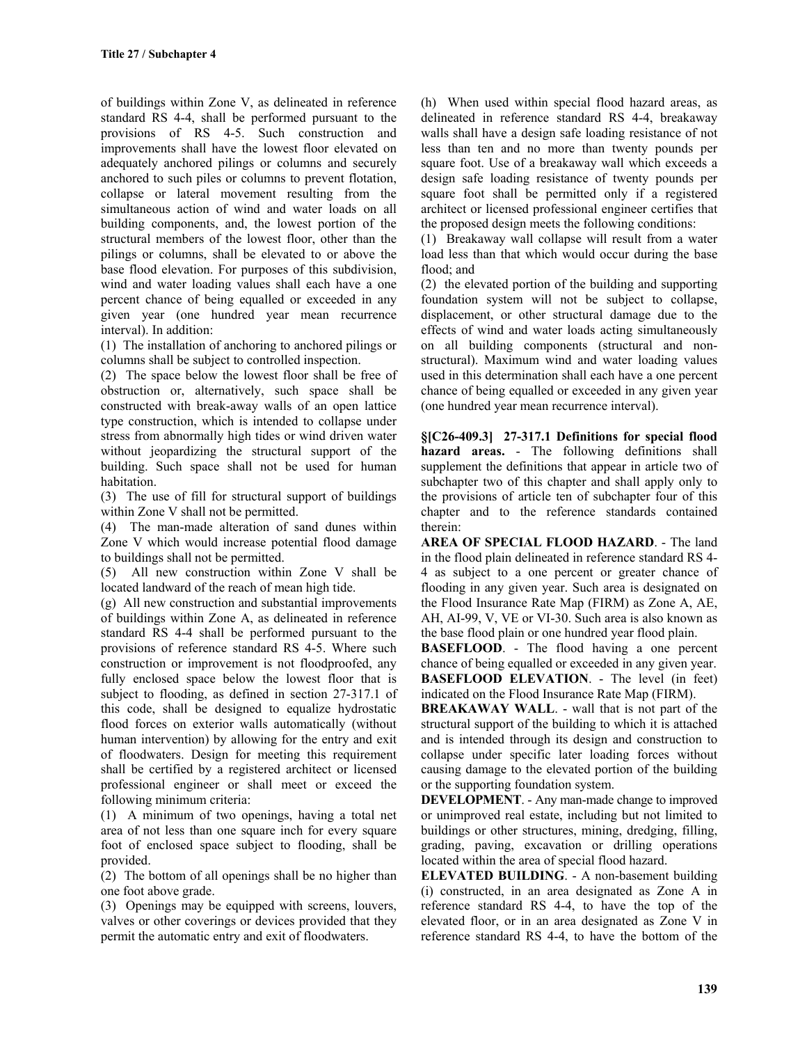of buildings within Zone V, as delineated in reference standard RS 4-4, shall be performed pursuant to the provisions of RS 4-5. Such construction and improvements shall have the lowest floor elevated on adequately anchored pilings or columns and securely anchored to such piles or columns to prevent flotation, collapse or lateral movement resulting from the simultaneous action of wind and water loads on all building components, and, the lowest portion of the structural members of the lowest floor, other than the pilings or columns, shall be elevated to or above the base flood elevation. For purposes of this subdivision, wind and water loading values shall each have a one percent chance of being equalled or exceeded in any given year (one hundred year mean recurrence interval). In addition:

(1) The installation of anchoring to anchored pilings or columns shall be subject to controlled inspection.

(2) The space below the lowest floor shall be free of obstruction or, alternatively, such space shall be constructed with break-away walls of an open lattice type construction, which is intended to collapse under stress from abnormally high tides or wind driven water without jeopardizing the structural support of the building. Such space shall not be used for human habitation.

(3) The use of fill for structural support of buildings within Zone V shall not be permitted.

(4) The man-made alteration of sand dunes within Zone V which would increase potential flood damage to buildings shall not be permitted.

(5) All new construction within Zone V shall be located landward of the reach of mean high tide.

(g) All new construction and substantial improvements of buildings within Zone A, as delineated in reference standard RS 4-4 shall be performed pursuant to the provisions of reference standard RS 4-5. Where such construction or improvement is not floodproofed, any fully enclosed space below the lowest floor that is subject to flooding, as defined in section 27-317.1 of this code, shall be designed to equalize hydrostatic flood forces on exterior walls automatically (without human intervention) by allowing for the entry and exit of floodwaters. Design for meeting this requirement shall be certified by a registered architect or licensed professional engineer or shall meet or exceed the following minimum criteria:

(1) A minimum of two openings, having a total net area of not less than one square inch for every square foot of enclosed space subject to flooding, shall be provided.

(2) The bottom of all openings shall be no higher than one foot above grade.

(3) Openings may be equipped with screens, louvers, valves or other coverings or devices provided that they permit the automatic entry and exit of floodwaters.

(h) When used within special flood hazard areas, as delineated in reference standard RS 4-4, breakaway walls shall have a design safe loading resistance of not less than ten and no more than twenty pounds per square foot. Use of a breakaway wall which exceeds a design safe loading resistance of twenty pounds per square foot shall be permitted only if a registered architect or licensed professional engineer certifies that the proposed design meets the following conditions:

(1) Breakaway wall collapse will result from a water load less than that which would occur during the base flood; and

(2) the elevated portion of the building and supporting foundation system will not be subject to collapse, displacement, or other structural damage due to the effects of wind and water loads acting simultaneously on all building components (structural and non-structural). Maximum wind and water loading values used in this determination shall each have a one percent chance of being equalled or exceeded in any given year (one hundred year mean recurrence interval).

**§[C26-409.3] 27-317.1 Definitions for special flood hazard areas.** - The following definitions shall supplement the definitions that appear in article two of subchapter two of this chapter and shall apply only to the provisions of article ten of subchapter four of this chapter and to the reference standards contained therein:

**AREA OF SPECIAL FLOOD HAZARD**. - The land in the flood plain delineated in reference standard RS 4-4 as subject to a one percent or greater chance of flooding in any given year. Such area is designated on the Flood Insurance Rate Map (FIRM) as Zone A, AE, AH, AI-99, V, VE or VI-30. Such area is also known as the base flood plain or one hundred year flood plain.

**BASEFLOOD**. - The flood having a one percent chance of being equalled or exceeded in any given year.

**BASEFLOOD ELEVATION**. - The level (in feet) indicated on the Flood Insurance Rate Map (FIRM).

**BREAKAWAY WALL**. - wall that is not part of the structural support of the building to which it is attached and is intended through its design and construction to collapse under specific later loading forces without causing damage to the elevated portion of the building or the supporting foundation system.

**DEVELOPMENT**. - Any man-made change to improved or unimproved real estate, including but not limited to buildings or other structures, mining, dredging, filling, grading, paving, excavation or drilling operations located within the area of special flood hazard.

**ELEVATED BUILDING**. - A non-basement building (i) constructed, in an area designated as Zone A in reference standard RS 4-4, to have the top of the elevated floor, or in an area designated as Zone V in reference standard RS 4-4, to have the bottom of the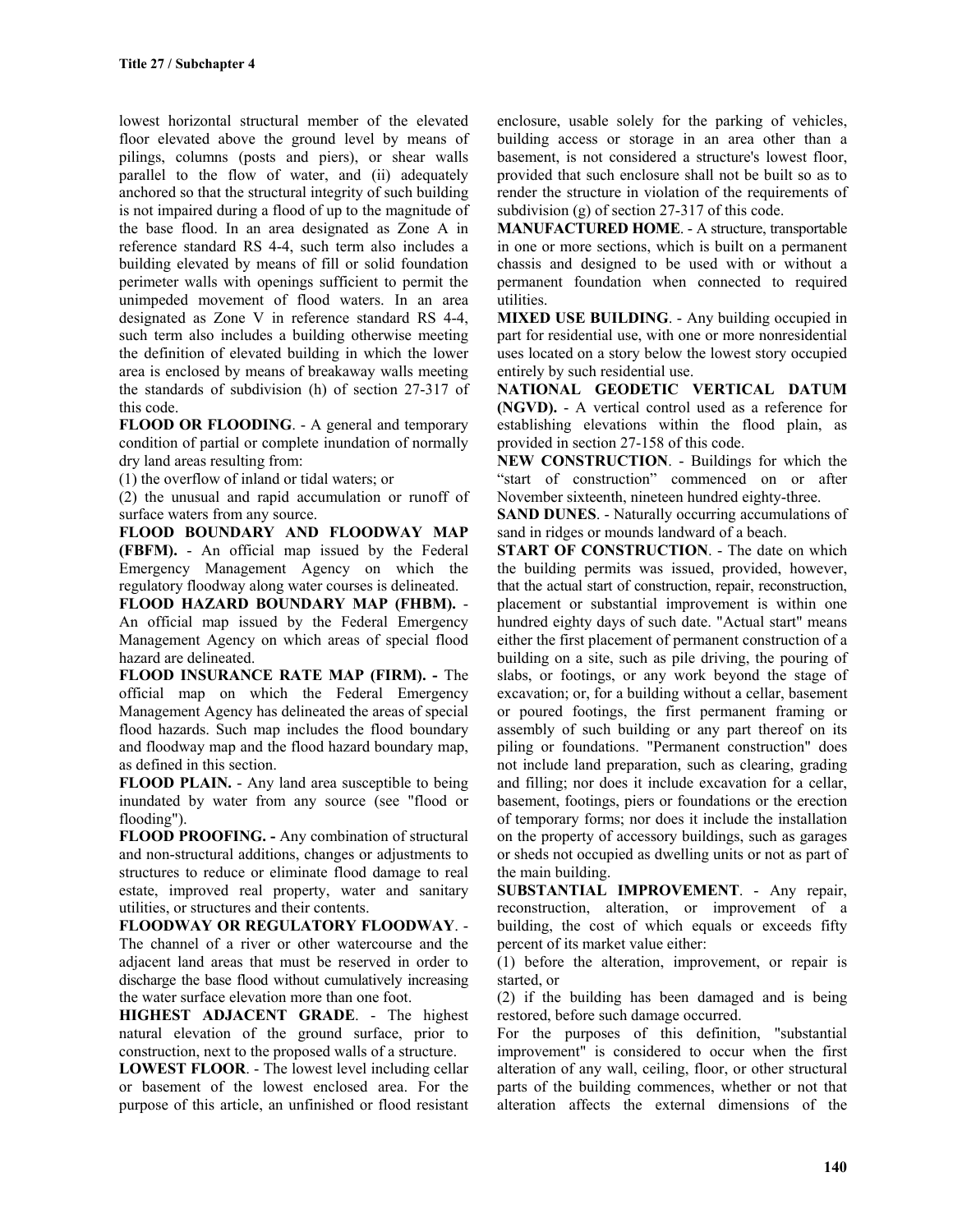lowest horizontal structural member of the elevated floor elevated above the ground level by means of pilings, columns (posts and piers), or shear walls parallel to the flow of water, and (ii) adequately anchored so that the structural integrity of such building is not impaired during a flood of up to the magnitude of the base flood. In an area designated as Zone A in reference standard RS 4-4, such term also includes a building elevated by means of fill or solid foundation perimeter walls with openings sufficient to permit the unimpeded movement of flood waters. In an area designated as Zone V in reference standard RS 4-4, such term also includes a building otherwise meeting the definition of elevated building in which the lower area is enclosed by means of breakaway walls meeting the standards of subdivision (h) of section 27-317 of this code.

**FLOOD OR FLOODING**. - A general and temporary condition of partial or complete inundation of normally dry land areas resulting from:

(1) the overflow of inland or tidal waters; or

(2) the unusual and rapid accumulation or runoff of surface waters from any source.

**FLOOD BOUNDARY AND FLOODWAY MAP (FBFM).** - An official map issued by the Federal Emergency Management Agency on which the regulatory floodway along water courses is delineated.

**FLOOD HAZARD BOUNDARY MAP (FHBM).** - An official map issued by the Federal Emergency Management Agency on which areas of special flood hazard are delineated.

**FLOOD INSURANCE RATE MAP (FIRM). -** The official map on which the Federal Emergency Management Agency has delineated the areas of special flood hazards. Such map includes the flood boundary and floodway map and the flood hazard boundary map, as defined in this section.

**FLOOD PLAIN.** - Any land area susceptible to being inundated by water from any source (see "flood or flooding").

**FLOOD PROOFING. -** Any combination of structural and non-structural additions, changes or adjustments to structures to reduce or eliminate flood damage to real estate, improved real property, water and sanitary utilities, or structures and their contents.

**FLOODWAY OR REGULATORY FLOODWAY**. - The channel of a river or other watercourse and the adjacent land areas that must be reserved in order to discharge the base flood without cumulatively increasing the water surface elevation more than one foot.

**HIGHEST ADJACENT GRADE**. - The highest natural elevation of the ground surface, prior to construction, next to the proposed walls of a structure.

**LOWEST FLOOR**. - The lowest level including cellar or basement of the lowest enclosed area. For the purpose of this article, an unfinished or flood resistant enclosure, usable solely for the parking of vehicles, building access or storage in an area other than a basement, is not considered a structure's lowest floor, provided that such enclosure shall not be built so as to render the structure in violation of the requirements of subdivision (g) of section 27-317 of this code.

**MANUFACTURED HOME**. - A structure, transportable in one or more sections, which is built on a permanent chassis and designed to be used with or without a permanent foundation when connected to required utilities.

**MIXED USE BUILDING**. - Any building occupied in part for residential use, with one or more nonresidential uses located on a story below the lowest story occupied entirely by such residential use.

**NATIONAL GEODETIC VERTICAL DATUM (NGVD).** - A vertical control used as a reference for establishing elevations within the flood plain, as provided in section 27-158 of this code.

**NEW CONSTRUCTION**. - Buildings for which the "start of construction" commenced on or after November sixteenth, nineteen hundred eighty-three.

**SAND DUNES**. - Naturally occurring accumulations of sand in ridges or mounds landward of a beach.

**START OF CONSTRUCTION**. - The date on which the building permits was issued, provided, however, that the actual start of construction, repair, reconstruction, placement or substantial improvement is within one hundred eighty days of such date. "Actual start" means either the first placement of permanent construction of a building on a site, such as pile driving, the pouring of slabs, or footings, or any work beyond the stage of excavation; or, for a building without a cellar, basement or poured footings, the first permanent framing or assembly of such building or any part thereof on its piling or foundations. "Permanent construction" does not include land preparation, such as clearing, grading and filling; nor does it include excavation for a cellar, basement, footings, piers or foundations or the erection of temporary forms; nor does it include the installation on the property of accessory buildings, such as garages or sheds not occupied as dwelling units or not as part of the main building.

**SUBSTANTIAL IMPROVEMENT**. - Any repair, reconstruction, alteration, or improvement of a building, the cost of which equals or exceeds fifty percent of its market value either:

(1) before the alteration, improvement, or repair is started, or

(2) if the building has been damaged and is being restored, before such damage occurred.

For the purposes of this definition, "substantial improvement" is considered to occur when the first alteration of any wall, ceiling, floor, or other structural parts of the building commences, whether or not that alteration affects the external dimensions of the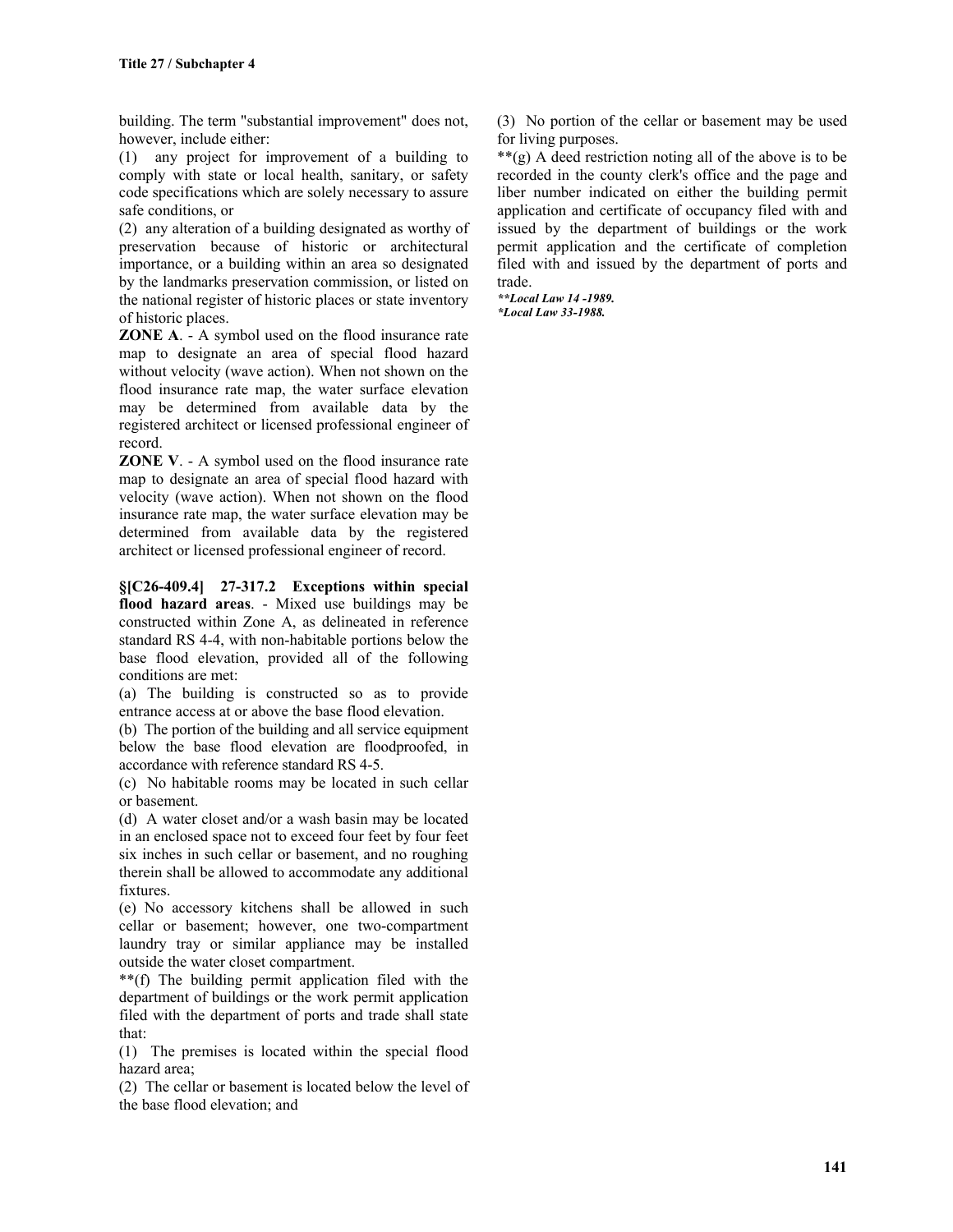building. The term "substantial improvement" does not, however, include either:

(1) any project for improvement of a building to comply with state or local health, sanitary, or safety code specifications which are solely necessary to assure safe conditions, or

(2) any alteration of a building designated as worthy of preservation because of historic or architectural importance, or a building within an area so designated by the landmarks preservation commission, or listed on the national register of historic places or state inventory of historic places.

**ZONE A**. - A symbol used on the flood insurance rate map to designate an area of special flood hazard without velocity (wave action). When not shown on the flood insurance rate map, the water surface elevation may be determined from available data by the registered architect or licensed professional engineer of record.

**ZONE V**. - A symbol used on the flood insurance rate map to designate an area of special flood hazard with velocity (wave action). When not shown on the flood insurance rate map, the water surface elevation may be determined from available data by the registered architect or licensed professional engineer of record.

**§[C26-409.4] 27-317.2 Exceptions within special flood hazard areas**. - Mixed use buildings may be constructed within Zone A, as delineated in reference standard RS 4-4, with non-habitable portions below the base flood elevation, provided all of the following conditions are met:

(a) The building is constructed so as to provide entrance access at or above the base flood elevation.

(b) The portion of the building and all service equipment below the base flood elevation are floodproofed, in accordance with reference standard RS 4-5.

(c) No habitable rooms may be located in such cellar or basement.

(d) A water closet and/or a wash basin may be located in an enclosed space not to exceed four feet by four feet six inches in such cellar or basement, and no roughing therein shall be allowed to accommodate any additional fixtures.

(e) No accessory kitchens shall be allowed in such cellar or basement; however, one two-compartment laundry tray or similar appliance may be installed outside the water closet compartment.

**(f) The building permit application filed with the department of buildings or the work permit application filed with the department of ports and trade shall state that:

(1) The premises is located within the special flood hazard area;

(2) The cellar or basement is located below the level of the base flood elevation; and

(3) No portion of the cellar or basement may be used for living purposes.

**(g) A deed restriction noting all of the above is to be recorded in the county clerk's office and the page and liber number indicated on either the building permit application and certificate of occupancy filed with and issued by the department of buildings or the work permit application and the certificate of completion filed with and issued by the department of ports and trade.

***\*\*Local Law 14 -1989.***
***\*Local Law 33-1988.***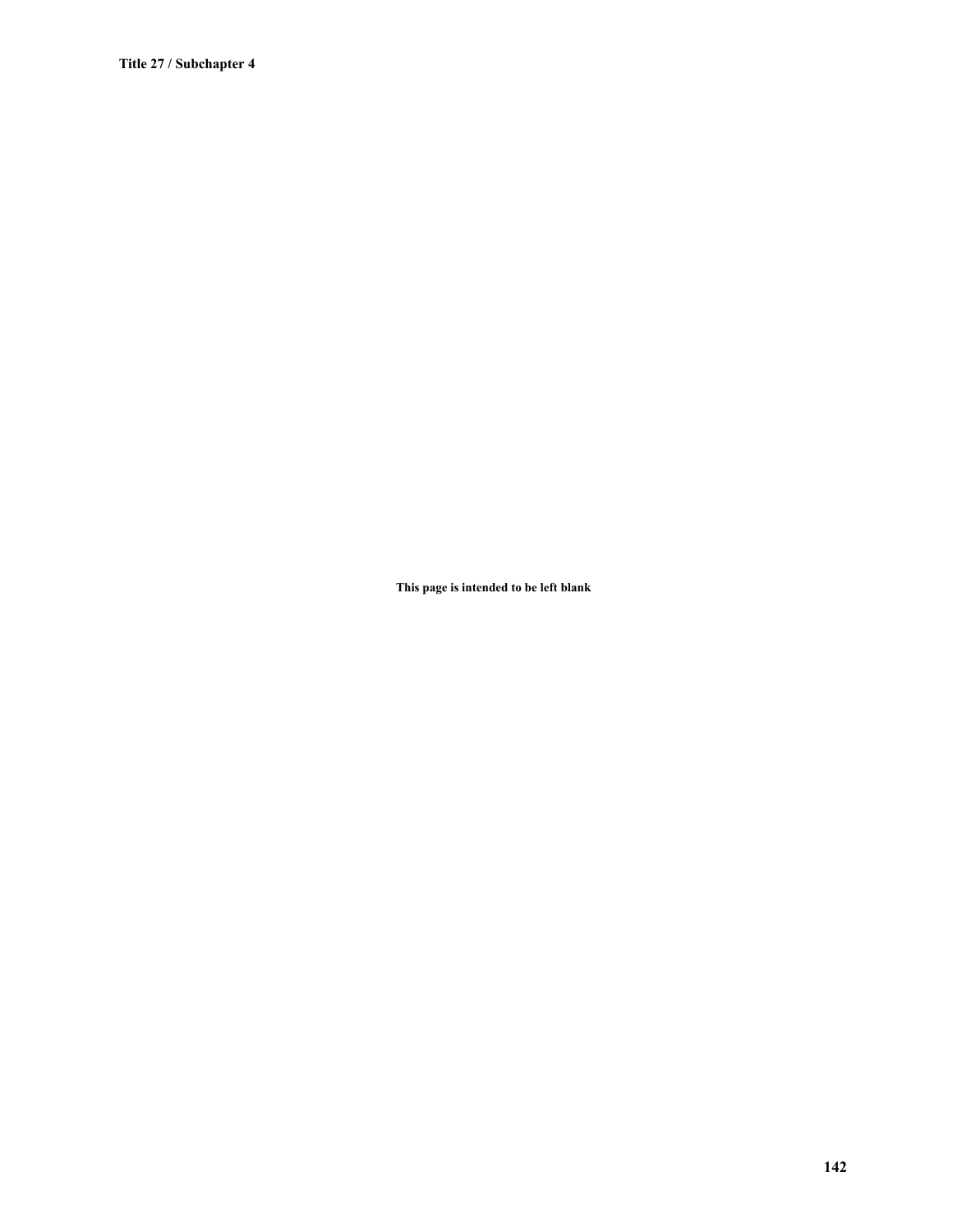This page is intended to be left blank